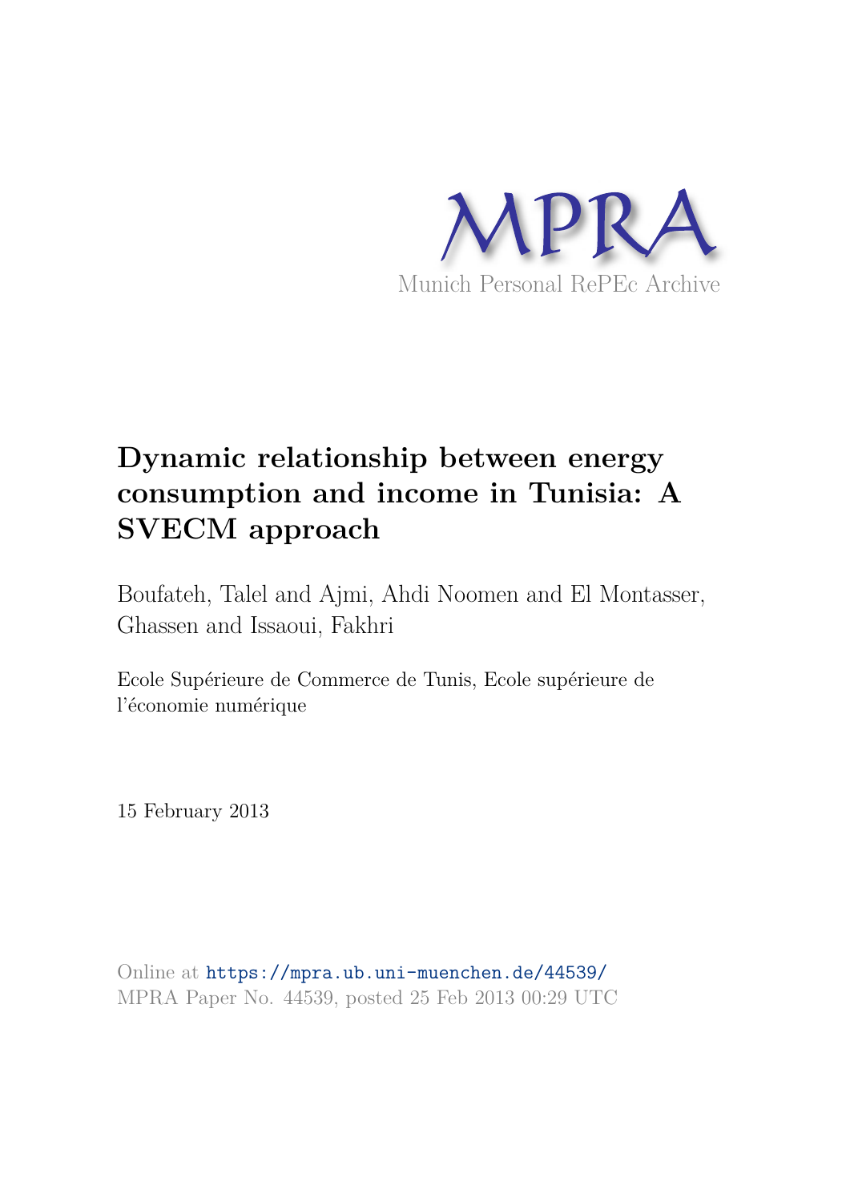MPRA

Munich Personal RePEc Archive

# Dynamic relationship between energy consumption and income in Tunisia: A SVECM approach

Boufateh, Talel and Ajmi, Ahdi Noomen and El Montasser, Ghassen and Issaoui, Fakhri

Ecole Supérieure de Commerce de Tunis, Ecole supérieure de l'économie numérique

15 February 2013

Online at https://mpra.ub.uni-muenchen.de/44539/
MPRA Paper No. 44539, posted 25 Feb 2013 00:29 UTC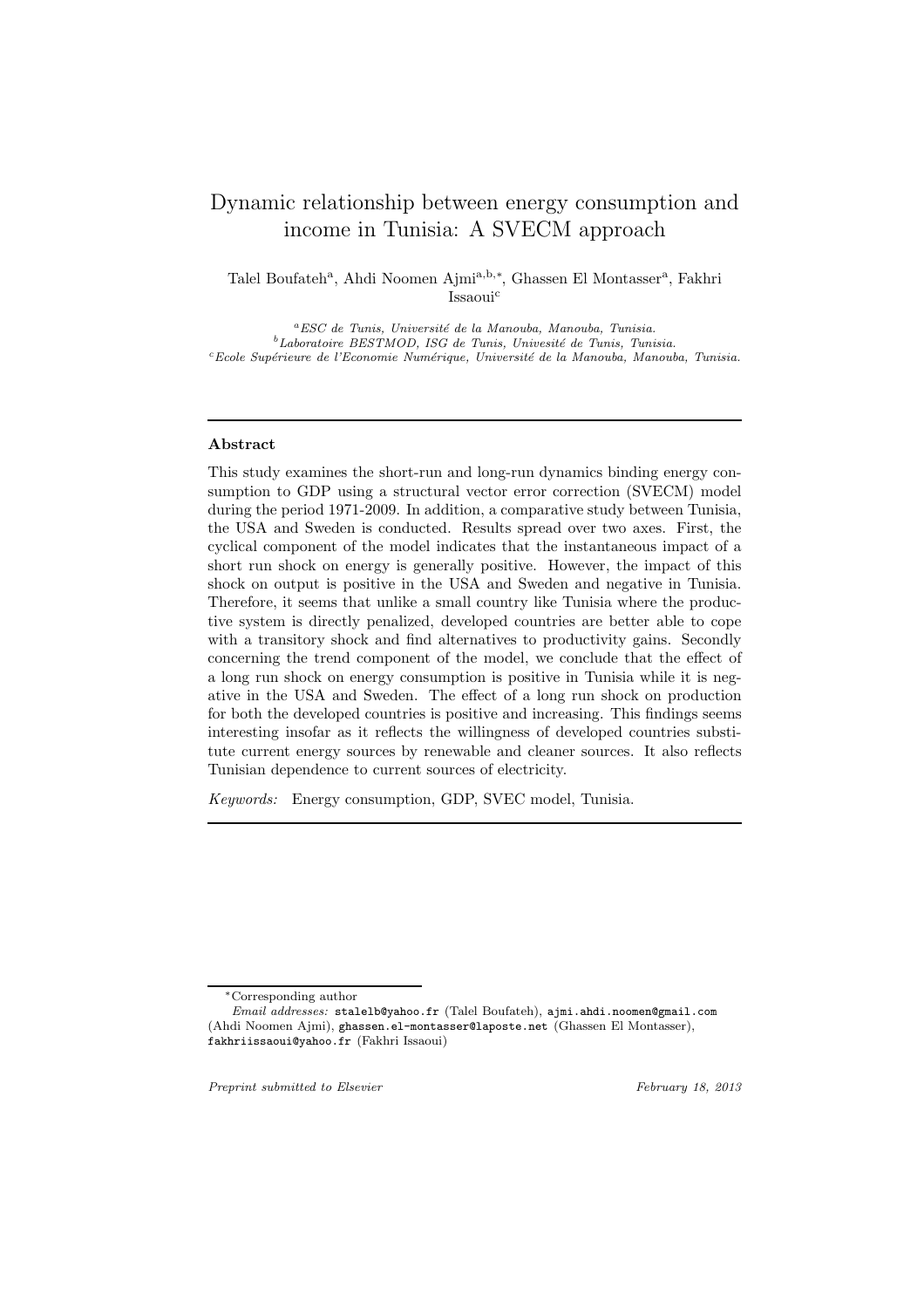# Dynamic relationship between energy consumption and income in Tunisia: A SVECM approach

Talel Boufateh[a], Ahdi Noomen Ajmi[a,b,*], Ghassen El Montasser[a], Fakhri Issaoui[c]

[a] *ESC de Tunis, Université de la Manouba, Manouba, Tunisia.*
[b] *Laboratoire BESTMOD, ISG de Tunis, Univesité de Tunis, Tunisia.*
[c] *Ecole Supérieure de l'Economie Numérique, Université de la Manouba, Manouba, Tunisia.*

---

### Abstract

This study examines the short-run and long-run dynamics binding energy consumption to GDP using a structural vector error correction (SVECM) model during the period 1971-2009. In addition, a comparative study between Tunisia, the USA and Sweden is conducted. Results spread over two axes. First, the cyclical component of the model indicates that the instantaneous impact of a short run shock on energy is generally positive. However, the impact of this shock on output is positive in the USA and Sweden and negative in Tunisia. Therefore, it seems that unlike a small country like Tunisia where the productive system is directly penalized, developed countries are better able to cope with a transitory shock and find alternatives to productivity gains. Secondly concerning the trend component of the model, we conclude that the effect of a long run shock on energy consumption is positive in Tunisia while it is negative in the USA and Sweden. The effect of a long run shock on production for both the developed countries is positive and increasing. This findings seems interesting insofar as it reflects the willingness of developed countries substitute current energy sources by renewable and cleaner sources. It also reflects Tunisian dependence to current sources of electricity.

*Keywords:* Energy consumption, GDP, SVEC model, Tunisia.

---

*Corresponding author

*Email addresses:* stalelb@yahoo.fr (Talel Boufateh), ajmi.ahdi.noomen@gmail.com (Ahdi Noomen Ajmi), ghassen.el-montasser@laposte.net (Ghassen El Montasser), fakhriissaoui@yahoo.fr (Fakhri Issaoui)

*Preprint submitted to Elsevier* *February 18, 2013*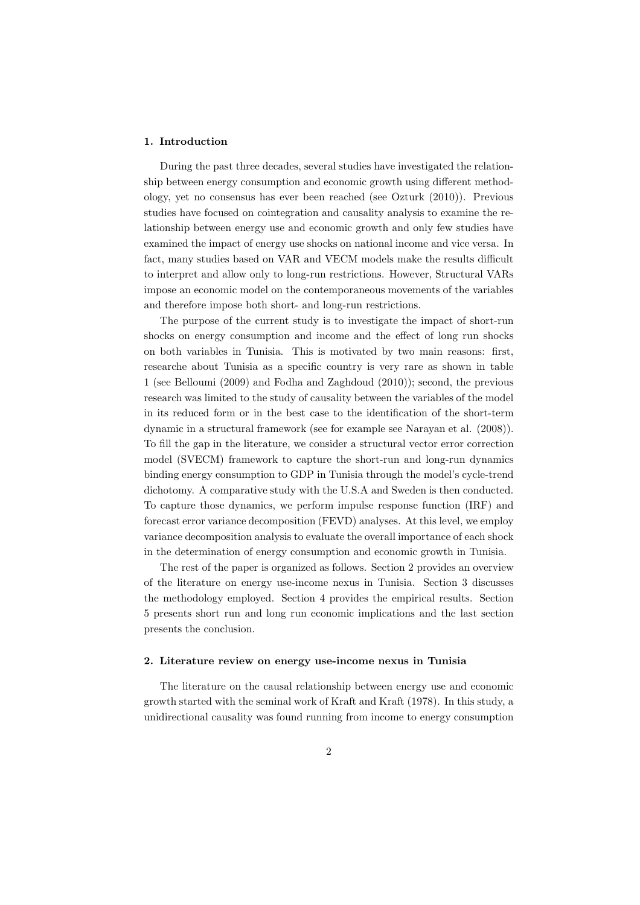## 1. Introduction

During the past three decades, several studies have investigated the relationship between energy consumption and economic growth using different methodology, yet no consensus has ever been reached (see Ozturk (2010)). Previous studies have focused on cointegration and causality analysis to examine the relationship between energy use and economic growth and only few studies have examined the impact of energy use shocks on national income and vice versa. In fact, many studies based on VAR and VECM models make the results difficult to interpret and allow only to long-run restrictions. However, Structural VARs impose an economic model on the contemporaneous movements of the variables and therefore impose both short- and long-run restrictions.

The purpose of the current study is to investigate the impact of short-run shocks on energy consumption and income and the effect of long run shocks on both variables in Tunisia. This is motivated by two main reasons: first, researche about Tunisia as a specific country is very rare as shown in table 1 (see Belloumi (2009) and Fodha and Zaghdoud (2010)); second, the previous research was limited to the study of causality between the variables of the model in its reduced form or in the best case to the identification of the short-term dynamic in a structural framework (see for example see Narayan et al. (2008)). To fill the gap in the literature, we consider a structural vector error correction model (SVECM) framework to capture the short-run and long-run dynamics binding energy consumption to GDP in Tunisia through the model's cycle-trend dichotomy. A comparative study with the U.S.A and Sweden is then conducted. To capture those dynamics, we perform impulse response function (IRF) and forecast error variance decomposition (FEVD) analyses. At this level, we employ variance decomposition analysis to evaluate the overall importance of each shock in the determination of energy consumption and economic growth in Tunisia.

The rest of the paper is organized as follows. Section 2 provides an overview of the literature on energy use-income nexus in Tunisia. Section 3 discusses the methodology employed. Section 4 provides the empirical results. Section 5 presents short run and long run economic implications and the last section presents the conclusion.

## 2. Literature review on energy use-income nexus in Tunisia

The literature on the causal relationship between energy use and economic growth started with the seminal work of Kraft and Kraft (1978). In this study, a unidirectional causality was found running from income to energy consumption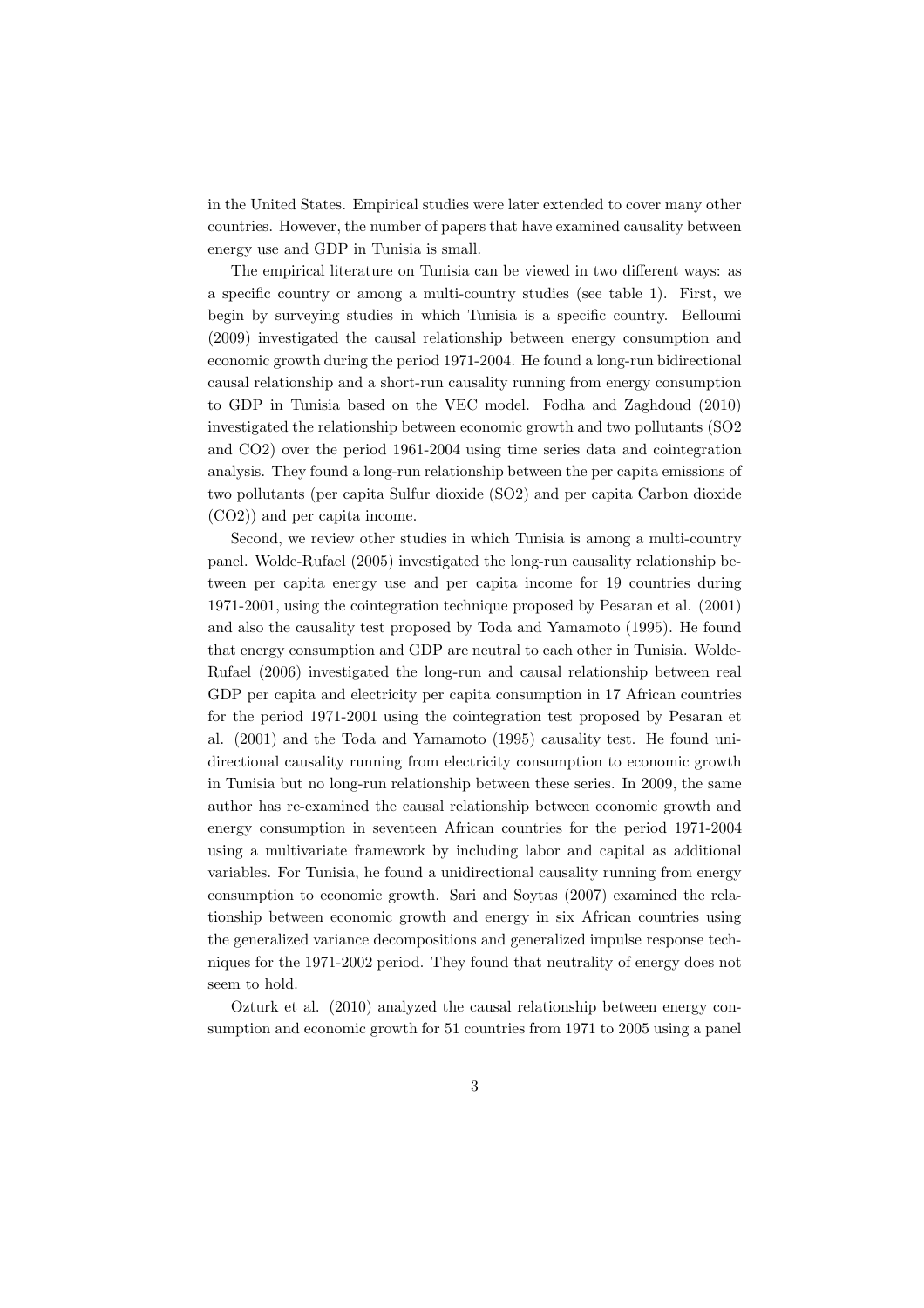in the United States. Empirical studies were later extended to cover many other countries. However, the number of papers that have examined causality between energy use and GDP in Tunisia is small.

The empirical literature on Tunisia can be viewed in two different ways: as a specific country or among a multi-country studies (see table 1). First, we begin by surveying studies in which Tunisia is a specific country. Belloumi (2009) investigated the causal relationship between energy consumption and economic growth during the period 1971-2004. He found a long-run bidirectional causal relationship and a short-run causality running from energy consumption to GDP in Tunisia based on the VEC model. Fodha and Zaghdoud (2010) investigated the relationship between economic growth and two pollutants ($SO_2$ and $CO_2$) over the period 1961-2004 using time series data and cointegration analysis. They found a long-run relationship between the per capita emissions of two pollutants (per capita Sulfur dioxide ($SO_2$) and per capita Carbon dioxide ($CO_2$)) and per capita income.

Second, we review other studies in which Tunisia is among a multi-country panel. Wolde-Rufael (2005) investigated the long-run causality relationship between per capita energy use and per capita income for 19 countries during 1971-2001, using the cointegration technique proposed by Pesaran et al. (2001) and also the causality test proposed by Toda and Yamamoto (1995). He found that energy consumption and GDP are neutral to each other in Tunisia. Wolde-Rufael (2006) investigated the long-run and causal relationship between real GDP per capita and electricity per capita consumption in 17 African countries for the period 1971-2001 using the cointegration test proposed by Pesaran et al. (2001) and the Toda and Yamamoto (1995) causality test. He found unidirectional causality running from electricity consumption to economic growth in Tunisia but no long-run relationship between these series. In 2009, the same author has re-examined the causal relationship between economic growth and energy consumption in seventeen African countries for the period 1971-2004 using a multivariate framework by including labor and capital as additional variables. For Tunisia, he found a unidirectional causality running from energy consumption to economic growth. Sari and Soytas (2007) examined the relationship between economic growth and energy in six African countries using the generalized variance decompositions and generalized impulse response techniques for the 1971-2002 period. They found that neutrality of energy does not seem to hold.

Ozturk et al. (2010) analyzed the causal relationship between energy consumption and economic growth for 51 countries from 1971 to 2005 using a panel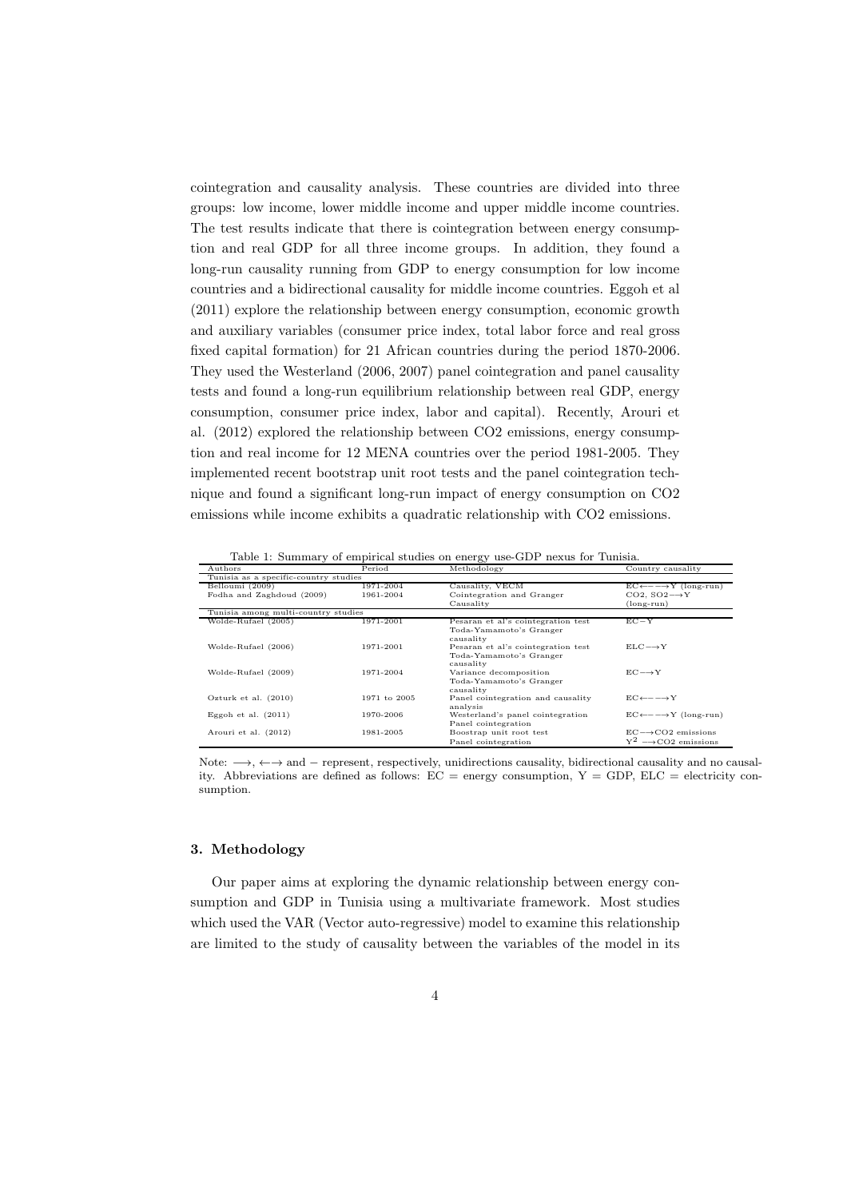cointegration and causality analysis. These countries are divided into three groups: low income, lower middle income and upper middle income countries. The test results indicate that there is cointegration between energy consumption and real GDP for all three income groups. In addition, they found a long-run causality running from GDP to energy consumption for low income countries and a bidirectional causality for middle income countries. Eggoh et al (2011) explore the relationship between energy consumption, economic growth and auxiliary variables (consumer price index, total labor force and real gross fixed capital formation) for 21 African countries during the period 1870-2006. They used the Westerland (2006, 2007) panel cointegration and panel causality tests and found a long-run equilibrium relationship between real GDP, energy consumption, consumer price index, labor and capital). Recently, Arouri et al. (2012) explored the relationship between CO2 emissions, energy consumption and real income for 12 MENA countries over the period 1981-2005. They implemented recent bootstrap unit root tests and the panel cointegration technique and found a significant long-run impact of energy consumption on CO2 emissions while income exhibits a quadratic relationship with CO2 emissions.

Table 1: Summary of empirical studies on energy use-GDP nexus for Tunisia.

| Authors | Period | Methodology | Country causality |
|---|---|---|---|
| Tunisia as a specific-country studies | | | |
| Belloumi (2009) | 1971-2004 | Causality, VECM | EC$\longleftrightarrow$Y (long-run) |
| Fodha and Zaghdoud (2009) | 1961-2004 | Cointegration and Granger Causality | CO2, SO2$\longrightarrow$Y (long-run) |
| Tunisia among multi-country studies | | | |
| Wolde-Rufael (2005) | 1971-2001 | Pesaran et al's cointegration test Toda-Yamamoto's Granger causality | EC$-$Y |
| Wolde-Rufael (2006) | 1971-2001 | Pesaran et al's cointegration test Toda-Yamamoto's Granger causality | ELC$\longrightarrow$Y |
| Wolde-Rufael (2009) | 1971-2004 | Variance decomposition Toda-Yamamoto's Granger causality | EC$\longrightarrow$Y |
| Ozturk et al. (2010) | 1971 to 2005 | Panel cointegration and causality analysis | EC$\longleftrightarrow$Y |
| Eggoh et al. (2011) | 1970-2006 | Westerland's panel cointegration Panel cointegration | EC$\longleftrightarrow$Y (long-run) |
| Arouri et al. (2012) | 1981-2005 | Boostrap unit root test Panel cointegration | EC$\longrightarrow$CO2 emissions $Y^2$ $\longrightarrow$CO2 emissions |

Note: $\longrightarrow$, $\longleftrightarrow$ and $-$ represent, respectively, unidirections causality, bidirectional causality and no causality. Abbreviations are defined as follows: EC = energy consumption, Y = GDP, ELC = electricity consumption.

### 3. Methodology

Our paper aims at exploring the dynamic relationship between energy consumption and GDP in Tunisia using a multivariate framework. Most studies which used the VAR (Vector auto-regressive) model to examine this relationship are limited to the study of causality between the variables of the model in its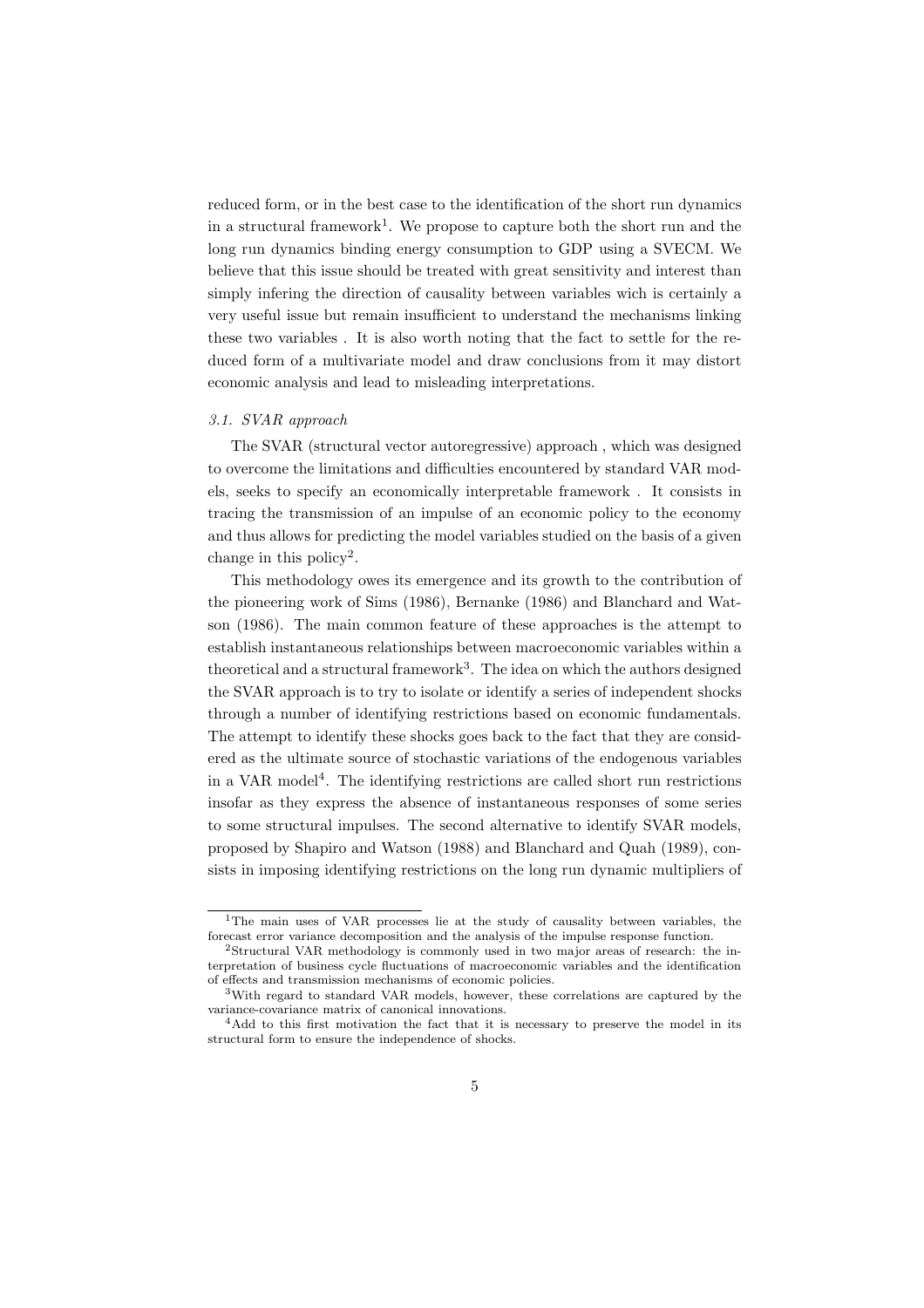reduced form, or in the best case to the identification of the short run dynamics in a structural framework[1]. We propose to capture both the short run and the long run dynamics binding energy consumption to GDP using a SVECM. We believe that this issue should be treated with great sensitivity and interest than simply infering the direction of causality between variables wich is certainly a very useful issue but remain insufficient to understand the mechanisms linking these two variables . It is also worth noting that the fact to settle for the reduced form of a multivariate model and draw conclusions from it may distort economic analysis and lead to misleading interpretations.

### *3.1. SVAR approach*

The SVAR (structural vector autoregressive) approach , which was designed to overcome the limitations and difficulties encountered by standard VAR models, seeks to specify an economically interpretable framework . It consists in tracing the transmission of an impulse of an economic policy to the economy and thus allows for predicting the model variables studied on the basis of a given change in this policy[2].

This methodology owes its emergence and its growth to the contribution of the pioneering work of Sims (1986), Bernanke (1986) and Blanchard and Watson (1986). The main common feature of these approaches is the attempt to establish instantaneous relationships between macroeconomic variables within a theoretical and a structural framework[3]. The idea on which the authors designed the SVAR approach is to try to isolate or identify a series of independent shocks through a number of identifying restrictions based on economic fundamentals. The attempt to identify these shocks goes back to the fact that they are considered as the ultimate source of stochastic variations of the endogenous variables in a VAR model[4]. The identifying restrictions are called short run restrictions insofar as they express the absence of instantaneous responses of some series to some structural impulses. The second alternative to identify SVAR models, proposed by Shapiro and Watson (1988) and Blanchard and Quah (1989), consists in imposing identifying restrictions on the long run dynamic multipliers of

---

[1] The main uses of VAR processes lie at the study of causality between variables, the forecast error variance decomposition and the analysis of the impulse response function.

[2] Structural VAR methodology is commonly used in two major areas of research: the interpretation of business cycle fluctuations of macroeconomic variables and the identification of effects and transmission mechanisms of economic policies.

[3] With regard to standard VAR models, however, these correlations are captured by the variance-covariance matrix of canonical innovations.

[4] Add to this first motivation the fact that it is necessary to preserve the model in its structural form to ensure the independence of shocks.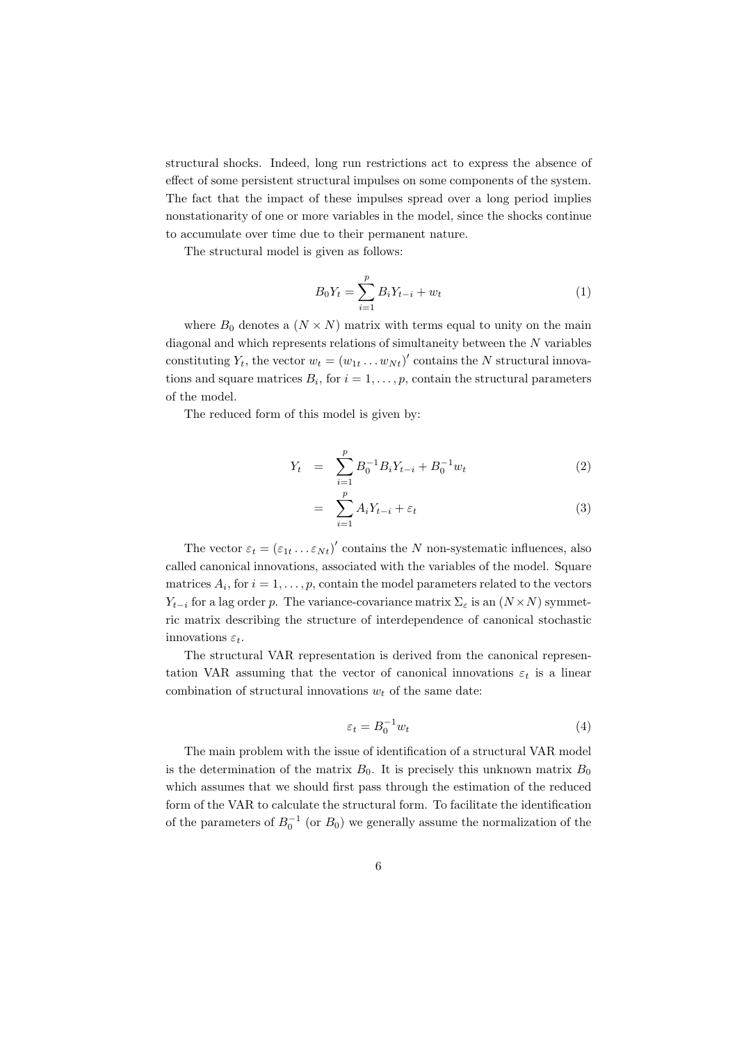structural shocks. Indeed, long run restrictions act to express the absence of effect of some persistent structural impulses on some components of the system. The fact that the impact of these impulses spread over a long period implies nonstationarity of one or more variables in the model, since the shocks continue to accumulate over time due to their permanent nature.

The structural model is given as follows:

$$B_0 Y_t = \sum_{i=1}^{p} B_i Y_{t-i} + w_t \tag{1}$$

where $B_0$ denotes a $(N \times N)$ matrix with terms equal to unity on the main diagonal and which represents relations of simultaneity between the $N$ variables constituting $Y_t$, the vector $w_t = (w_{1t} \dots w_{Nt})'$ contains the $N$ structural innovations and square matrices $B_i$, for $i = 1, \dots, p$, contain the structural parameters of the model.

The reduced form of this model is given by:

$$Y_t = \sum_{i=1}^{p} B_0^{-1} B_i Y_{t-i} + B_0^{-1} w_t \tag{2}$$

$$= \sum_{i=1}^{p} A_i Y_{t-i} + \varepsilon_t \tag{3}$$

The vector $\varepsilon_t = (\varepsilon_{1t} \dots \varepsilon_{Nt})'$ contains the $N$ non-systematic influences, also called canonical innovations, associated with the variables of the model. Square matrices $A_i$, for $i = 1, \dots, p$, contain the model parameters related to the vectors $Y_{t-i}$ for a lag order $p$. The variance-covariance matrix $\Sigma_\varepsilon$ is an $(N \times N)$ symmetric matrix describing the structure of interdependence of canonical stochastic innovations $\varepsilon_t$.

The structural VAR representation is derived from the canonical representation VAR assuming that the vector of canonical innovations $\varepsilon_t$ is a linear combination of structural innovations $w_t$ of the same date:

$$\varepsilon_t = B_0^{-1} w_t \tag{4}$$

The main problem with the issue of identification of a structural VAR model is the determination of the matrix $B_0$. It is precisely this unknown matrix $B_0$ which assumes that we should first pass through the estimation of the reduced form of the VAR to calculate the structural form. To facilitate the identification of the parameters of $B_0^{-1}$ (or $B_0$) we generally assume the normalization of the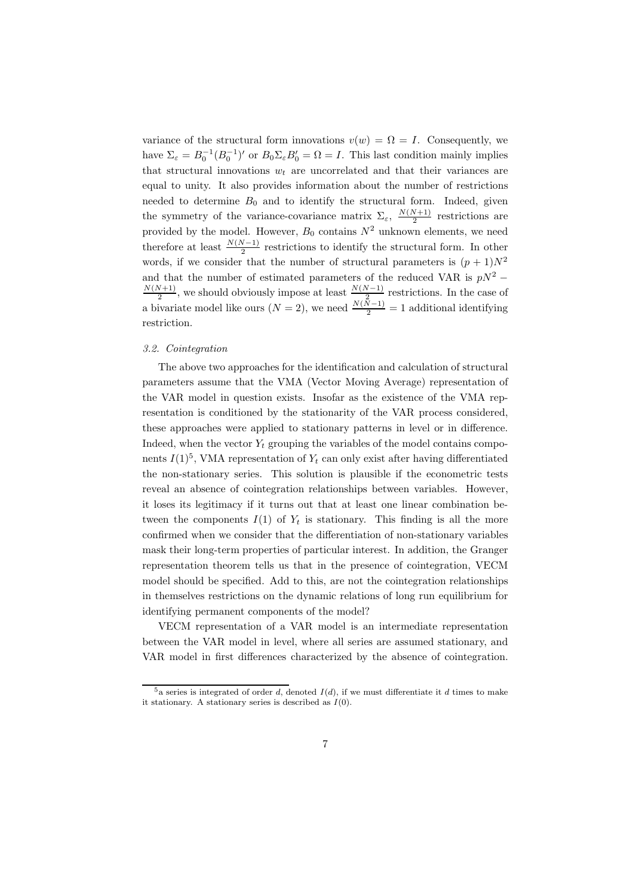variance of the structural form innovations $v(w) = \Omega = I$. Consequently, we have $\Sigma_\varepsilon = B_0^{-1}(B_0^{-1})'$ or $B_0 \Sigma_\varepsilon B_0' = \Omega = I$. This last condition mainly implies that structural innovations $w_t$ are uncorrelated and that their variances are equal to unity. It also provides information about the number of restrictions needed to determine $B_0$ and to identify the structural form. Indeed, given the symmetry of the variance-covariance matrix $\Sigma_\varepsilon$, $\frac{N(N+1)}{2}$ restrictions are provided by the model. However, $B_0$ contains $N^2$ unknown elements, we need therefore at least $\frac{N(N-1)}{2}$ restrictions to identify the structural form. In other words, if we consider that the number of structural parameters is $(p+1)N^2$ and that the number of estimated parameters of the reduced VAR is $pN^2 - \frac{N(N+1)}{2}$, we should obviously impose at least $\frac{N(N-1)}{2}$ restrictions. In the case of a bivariate model like ours ($N = 2$), we need $\frac{N(N-1)}{2} = 1$ additional identifying restriction.

### 3.2. Cointegration

The above two approaches for the identification and calculation of structural parameters assume that the VMA (Vector Moving Average) representation of the VAR model in question exists. Insofar as the existence of the VMA representation is conditioned by the stationarity of the VAR process considered, these approaches were applied to stationary patterns in level or in difference. Indeed, when the vector $Y_t$ grouping the variables of the model contains components $I(1)$[5], VMA representation of $Y_t$ can only exist after having differentiated the non-stationary series. This solution is plausible if the econometric tests reveal an absence of cointegration relationships between variables. However, it loses its legitimacy if it turns out that at least one linear combination between the components $I(1)$ of $Y_t$ is stationary. This finding is all the more confirmed when we consider that the differentiation of non-stationary variables mask their long-term properties of particular interest. In addition, the Granger representation theorem tells us that in the presence of cointegration, VECM model should be specified. Add to this, are not the cointegration relationships in themselves restrictions on the dynamic relations of long run equilibrium for identifying permanent components of the model?

VECM representation of a VAR model is an intermediate representation between the VAR model in level, where all series are assumed stationary, and VAR model in first differences characterized by the absence of cointegration.

[5] a series is integrated of order $d$, denoted $I(d)$, if we must differentiate it $d$ times to make it stationary. A stationary series is described as $I(0)$.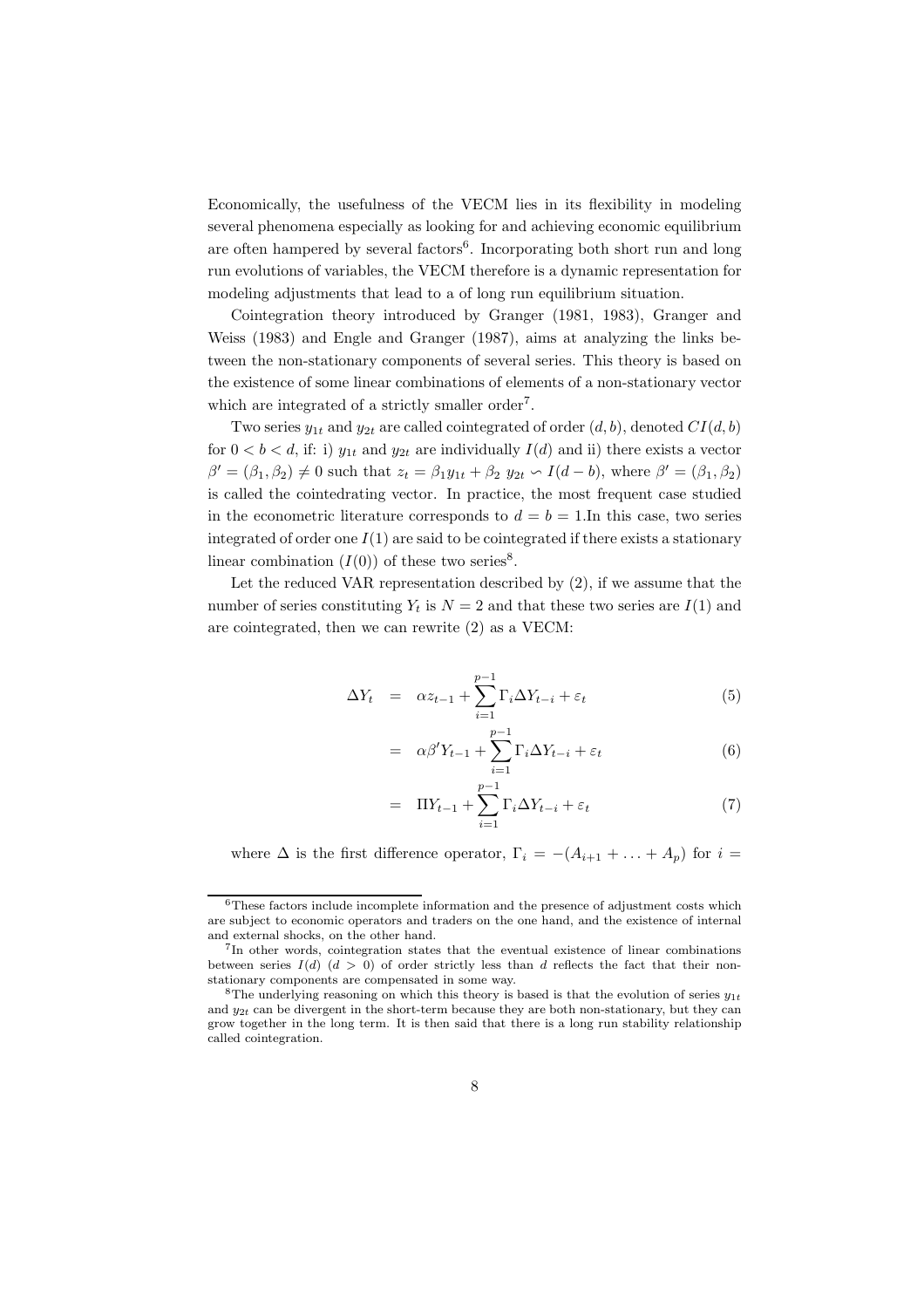Economically, the usefulness of the VECM lies in its flexibility in modeling several phenomena especially as looking for and achieving economic equilibrium are often hampered by several factors[6]. Incorporating both short run and long run evolutions of variables, the VECM therefore is a dynamic representation for modeling adjustments that lead to a of long run equilibrium situation.

Cointegration theory introduced by Granger (1981, 1983), Granger and Weiss (1983) and Engle and Granger (1987), aims at analyzing the links between the non-stationary components of several series. This theory is based on the existence of some linear combinations of elements of a non-stationary vector which are integrated of a strictly smaller order[7].

Two series $y_{1t}$ and $y_{2t}$ are called cointegrated of order $(d, b)$, denoted $CI(d, b)$ for $0 < b < d$, if: i) $y_{1t}$ and $y_{2t}$ are individually $I(d)$ and ii) there exists a vector $\beta' = (\beta_1, \beta_2) \neq 0$ such that $z_t = \beta_1 y_{1t} + \beta_2 \ y_{2t} \backsim I(d-b)$, where $\beta' = (\beta_1, \beta_2)$ is called the cointegrating vector. In practice, the most frequent case studied in the econometric literature corresponds to $d = b = 1$.In this case, two series integrated of order one $I(1)$ are said to be cointegrated if there exists a stationary linear combination $(I(0))$ of these two series[8].

Let the reduced VAR representation described by (2), if we assume that the number of series constituting $Y_t$ is $N = 2$ and that these two series are $I(1)$ and are cointegrated, then we can rewrite (2) as a VECM:

$$
\begin{aligned}
\Delta Y_t &= \alpha z_{t-1} + \sum_{i=1}^{p-1} \Gamma_i \Delta Y_{t-i} + \varepsilon_t && (5) \\
&= \alpha \beta' Y_{t-1} + \sum_{i=1}^{p-1} \Gamma_i \Delta Y_{t-i} + \varepsilon_t && (6) \\
&= \Pi Y_{t-1} + \sum_{i=1}^{p-1} \Gamma_i \Delta Y_{t-i} + \varepsilon_t && (7)
\end{aligned}
$$

where $\Delta$ is the first difference operator, $\Gamma_i = -(A_{i+1} + \ldots + A_p)$ for $i =$

---

[6] These factors include incomplete information and the presence of adjustment costs which are subject to economic operators and traders on the one hand, and the existence of internal and external shocks, on the other hand.

[7] In other words, cointegration states that the eventual existence of linear combinations between series $I(d)$ $(d > 0)$ of order strictly less than $d$ reflects the fact that their non-stationary components are compensated in some way.

[8] The underlying reasoning on which this theory is based is that the evolution of series $y_{1t}$ and $y_{2t}$ can be divergent in the short-term because they are both non-stationary, but they can grow together in the long term. It is then said that there is a long run stability relationship called cointegration.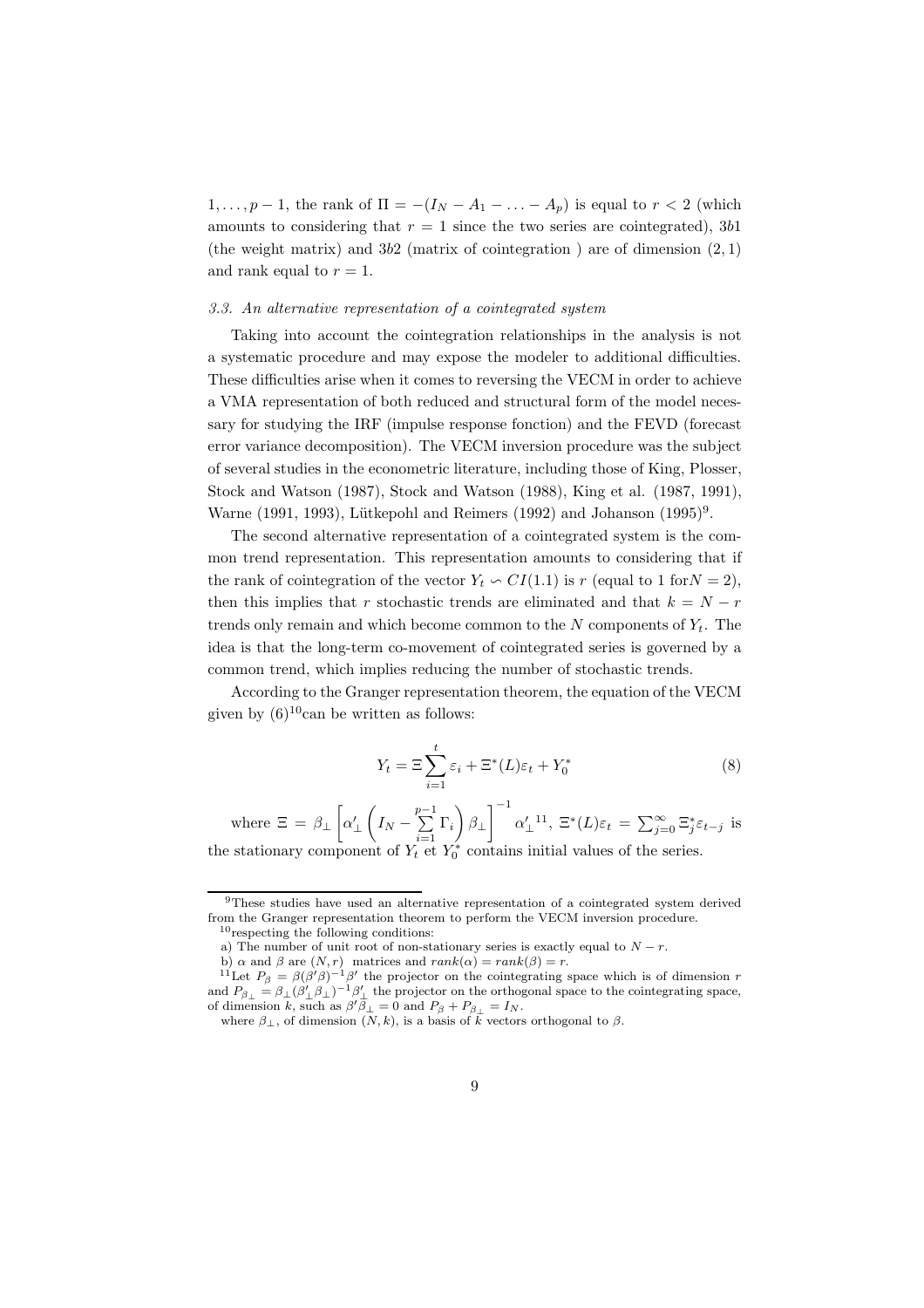$1, \ldots, p-1$, the rank of $\Pi = -(I_N - A_1 - \ldots - A_p)$ is equal to $r < 2$ (which amounts to considering that $r = 1$ since the two series are cointegrated), $3b1$ (the weight matrix) and $3b2$ (matrix of cointegration ) are of dimension $(2,1)$ and rank equal to $r = 1$.

### *3.3. An alternative representation of a cointegrated system*

Taking into account the cointegration relationships in the analysis is not a systematic procedure and may expose the modeler to additional difficulties. These difficulties arise when it comes to reversing the VECM in order to achieve a VMA representation of both reduced and structural form of the model necessary for studying the IRF (impulse response fonction) and the FEVD (forecast error variance decomposition). The VECM inversion procedure was the subject of several studies in the econometric literature, including those of King, Plosser, Stock and Watson (1987), Stock and Watson (1988), King et al. (1987, 1991), Warne (1991, 1993), Lütkepohl and Reimers (1992) and Johanson (1995)[9].

The second alternative representation of a cointegrated system is the common trend representation. This representation amounts to considering that if the rank of cointegration of the vector $Y_t \backsim CI(1.1)$ is $r$ (equal to 1 for$N = 2$), then this implies that $r$ stochastic trends are eliminated and that $k = N - r$ trends only remain and which become common to the $N$ components of $Y_t$. The idea is that the long-term co-movement of cointegrated series is governed by a common trend, which implies reducing the number of stochastic trends.

According to the Granger representation theorem, the equation of the VECM given by (6)[10]can be written as follows:

$$Y_t = \Xi \sum_{i=1}^{t} \varepsilon_i + \Xi^*(L)\varepsilon_t + Y_0^* \tag{8}$$

where $\Xi = \beta_{\perp} \left[ \alpha'_{\perp} \left( I_N - \sum_{i=1}^{p-1} \Gamma_i \right) \beta_{\perp} \right]^{-1} \alpha'_{\perp}$[11], $\Xi^*(L)\varepsilon_t = \sum_{j=0}^{\infty} \Xi_j^* \varepsilon_{t-j}$ is the stationary component of $Y_t$ et $Y_0^*$ contains initial values of the series.

---

[9]These studies have used an alternative representation of a cointegrated system derived from the Granger representation theorem to perform the VECM inversion procedure.

[10]respecting the following conditions:

a) The number of unit root of non-stationary series is exactly equal to $N - r$.

b) $\alpha$ and $\beta$ are $(N, r)$ matrices and $rank(\alpha) = rank(\beta) = r$.

[11]Let $P_\beta = \beta(\beta'\beta)^{-1}\beta'$ the projector on the cointegrating space which is of dimension $r$ and $P_{\beta_\perp} = \beta_\perp(\beta'_\perp\beta_\perp)^{-1}\beta'_\perp$ the projector on the orthogonal space to the cointegrating space, of dimension $k$, such as $\beta'\beta_\perp = 0$ and $P_\beta + P_{\beta_\perp} = I_N$.

where $\beta_\perp$, of dimension $(N, k)$, is a basis of $k$ vectors orthogonal to $\beta$.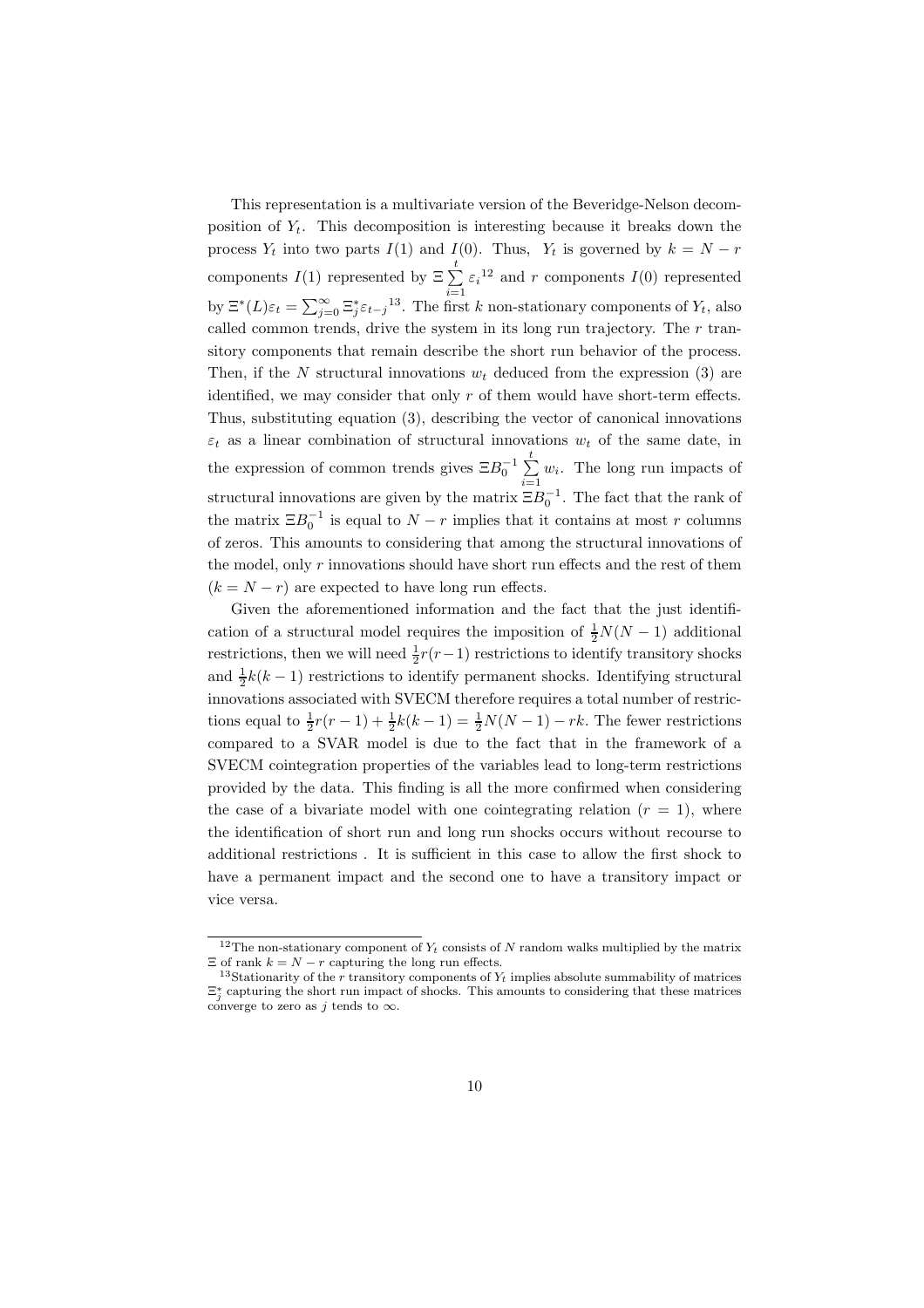This representation is a multivariate version of the Beveridge-Nelson decomposition of $Y_t$. This decomposition is interesting because it breaks down the process $Y_t$ into two parts $I(1)$ and $I(0)$. Thus, $Y_t$ is governed by $k = N - r$ components $I(1)$ represented by $\Xi \sum_{i=1}^{t} \varepsilon_i$[12] and $r$ components $I(0)$ represented by $\Xi^*(L)\varepsilon_t = \sum_{j=0}^{\infty} \Xi_j^* \varepsilon_{t-j}$[13]. The first $k$ non-stationary components of $Y_t$, also called common trends, drive the system in its long run trajectory. The $r$ transitory components that remain describe the short run behavior of the process. Then, if the $N$ structural innovations $w_t$ deduced from the expression (3) are identified, we may consider that only $r$ of them would have short-term effects. Thus, substituting equation (3), describing the vector of canonical innovations $\varepsilon_t$ as a linear combination of structural innovations $w_t$ of the same date, in the expression of common trends gives $\Xi B_0^{-1} \sum_{i=1}^{t} w_i$. The long run impacts of structural innovations are given by the matrix $\Xi B_0^{-1}$. The fact that the rank of the matrix $\Xi B_0^{-1}$ is equal to $N - r$ implies that it contains at most $r$ columns of zeros. This amounts to considering that among the structural innovations of the model, only $r$ innovations should have short run effects and the rest of them $(k = N - r)$ are expected to have long run effects.

Given the aforementioned information and the fact that the just identification of a structural model requires the imposition of $\frac{1}{2}N(N-1)$ additional restrictions, then we will need $\frac{1}{2}r(r-1)$ restrictions to identify transitory shocks and $\frac{1}{2}k(k-1)$ restrictions to identify permanent shocks. Identifying structural innovations associated with SVECM therefore requires a total number of restrictions equal to $\frac{1}{2}r(r-1) + \frac{1}{2}k(k-1) = \frac{1}{2}N(N-1) - rk$. The fewer restrictions compared to a SVAR model is due to the fact that in the framework of a SVECM cointegration properties of the variables lead to long-term restrictions provided by the data. This finding is all the more confirmed when considering the case of a bivariate model with one cointegrating relation $(r = 1)$, where the identification of short run and long run shocks occurs without recourse to additional restrictions . It is sufficient in this case to allow the first shock to have a permanent impact and the second one to have a transitory impact or vice versa.

---

[12] The non-stationary component of $Y_t$ consists of $N$ random walks multiplied by the matrix $\Xi$ of rank $k = N - r$ capturing the long run effects.

[13] Stationarity of the $r$ transitory components of $Y_t$ implies absolute summability of matrices $\Xi_j^*$ capturing the short run impact of shocks. This amounts to considering that these matrices converge to zero as $j$ tends to $\infty$.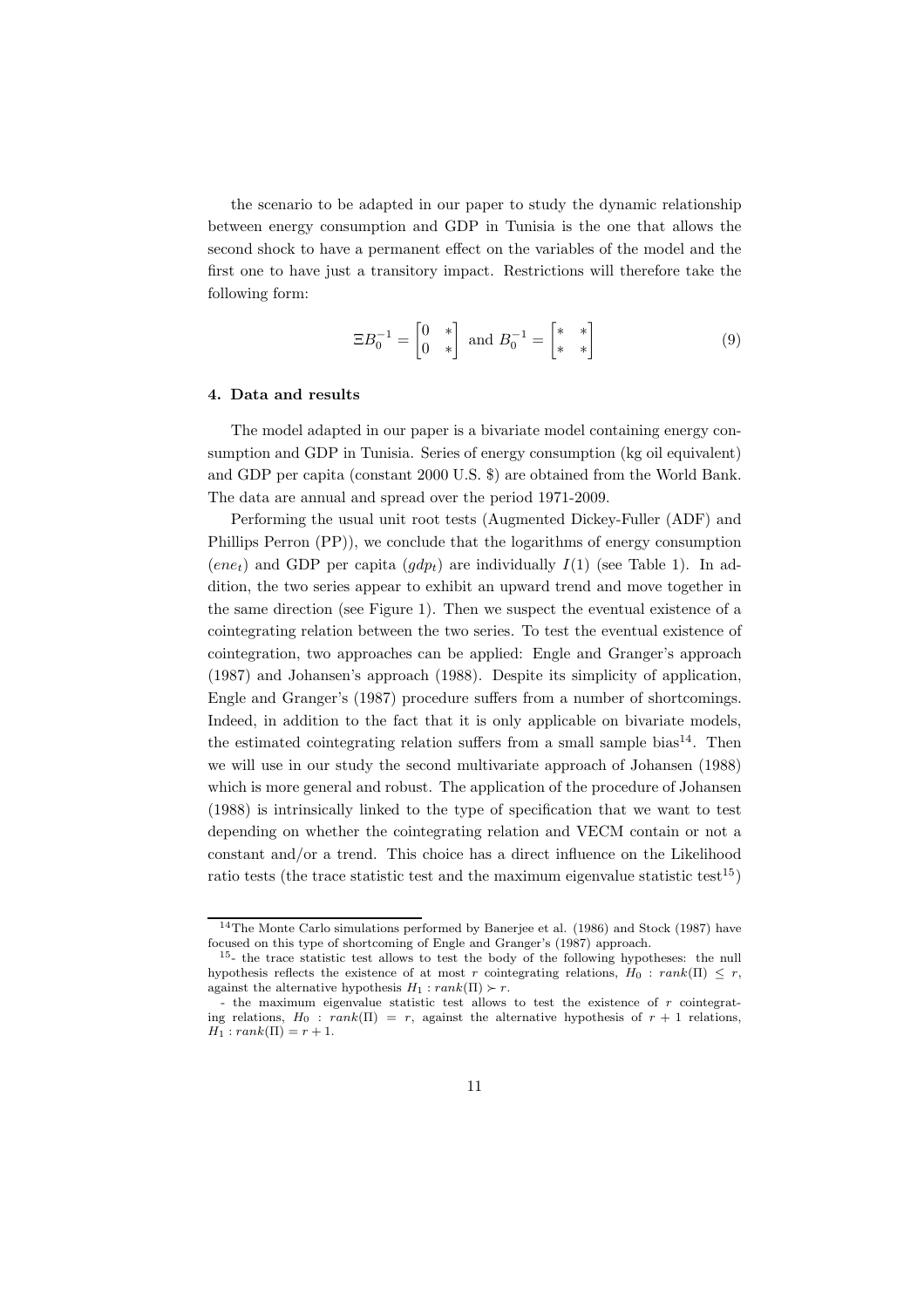the scenario to be adapted in our paper to study the dynamic relationship between energy consumption and GDP in Tunisia is the one that allows the second shock to have a permanent effect on the variables of the model and the first one to have just a transitory impact. Restrictions will therefore take the following form:

$$\Xi B_0^{-1} = \begin{bmatrix} 0 & * \\ 0 & * \end{bmatrix} \text{ and } B_0^{-1} = \begin{bmatrix} * & * \\ * & * \end{bmatrix} \tag{9}$$

### 4. Data and results

The model adapted in our paper is a bivariate model containing energy consumption and GDP in Tunisia. Series of energy consumption (kg oil equivalent) and GDP per capita (constant 2000 U.S. $) are obtained from the World Bank. The data are annual and spread over the period 1971-2009.

Performing the usual unit root tests (Augmented Dickey-Fuller (ADF) and Phillips Perron (PP)), we conclude that the logarithms of energy consumption ($ene_t$) and GDP per capita ($gdp_t$) are individually $I(1)$ (see Table 1). In addition, the two series appear to exhibit an upward trend and move together in the same direction (see Figure 1). Then we suspect the eventual existence of a cointegrating relation between the two series. To test the eventual existence of cointegration, two approaches can be applied: Engle and Granger's approach (1987) and Johansen's approach (1988). Despite its simplicity of application, Engle and Granger's (1987) procedure suffers from a number of shortcomings. Indeed, in addition to the fact that it is only applicable on bivariate models, the estimated cointegrating relation suffers from a small sample bias[14]. Then we will use in our study the second multivariate approach of Johansen (1988) which is more general and robust. The application of the procedure of Johansen (1988) is intrinsically linked to the type of specification that we want to test depending on whether the cointegrating relation and VECM contain or not a constant and/or a trend. This choice has a direct influence on the Likelihood ratio tests (the trace statistic test and the maximum eigenvalue statistic test[15])

---

[14] The Monte Carlo simulations performed by Banerjee et al. (1986) and Stock (1987) have focused on this type of shortcoming of Engle and Granger's (1987) approach.

[15] - the trace statistic test allows to test the body of the following hypotheses: the null hypothesis reflects the existence of at most $r$ cointegrating relations, $H_0 : rank(\Pi) \leq r$, against the alternative hypothesis $H_1 : rank(\Pi) \succ r$.

- the maximum eigenvalue statistic test allows to test the existence of $r$ cointegrating relations, $H_0 : rank(\Pi) = r$, against the alternative hypothesis of $r + 1$ relations, $H_1 : rank(\Pi) = r + 1$.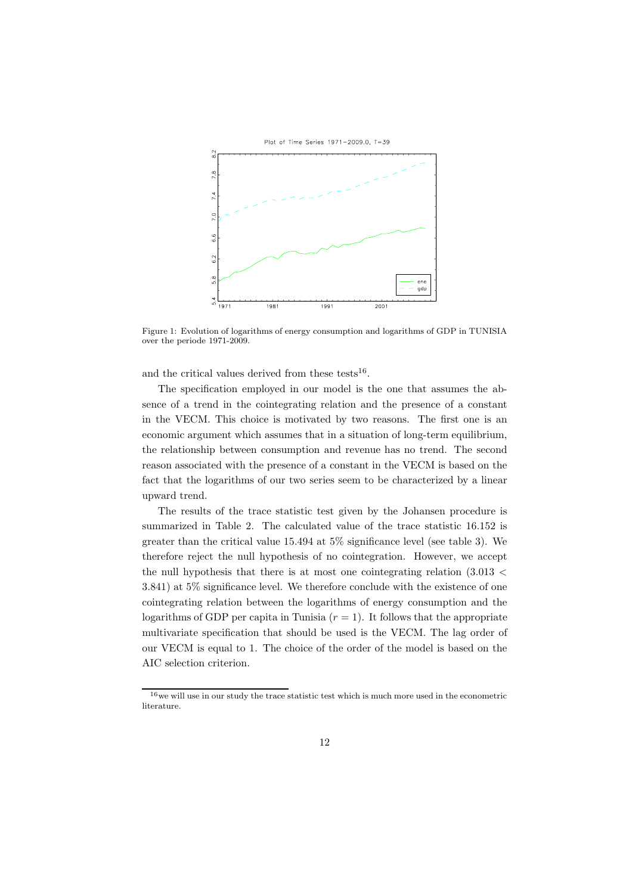Figure 1: Evolution of logarithms of energy consumption and logarithms of GDP in TUNISIA over the periode 1971-2009.

and the critical values derived from these tests[16].

The specification employed in our model is the one that assumes the absence of a trend in the cointegrating relation and the presence of a constant in the VECM. This choice is motivated by two reasons. The first one is an economic argument which assumes that in a situation of long-term equilibrium, the relationship between consumption and revenue has no trend. The second reason associated with the presence of a constant in the VECM is based on the fact that the logarithms of our two series seem to be characterized by a linear upward trend.

The results of the trace statistic test given by the Johansen procedure is summarized in Table 2. The calculated value of the trace statistic 16.152 is greater than the critical value 15.494 at 5% significance level (see table 3). We therefore reject the null hypothesis of no cointegration. However, we accept the null hypothesis that there is at most one cointegrating relation ($3.013 < 3.841$) at 5% significance level. We therefore conclude with the existence of one cointegrating relation between the logarithms of energy consumption and the logarithms of GDP per capita in Tunisia ($r = 1$). It follows that the appropriate multivariate specification that should be used is the VECM. The lag order of our VECM is equal to 1. The choice of the order of the model is based on the AIC selection criterion.

[16] we will use in our study the trace statistic test which is much more used in the econometric literature.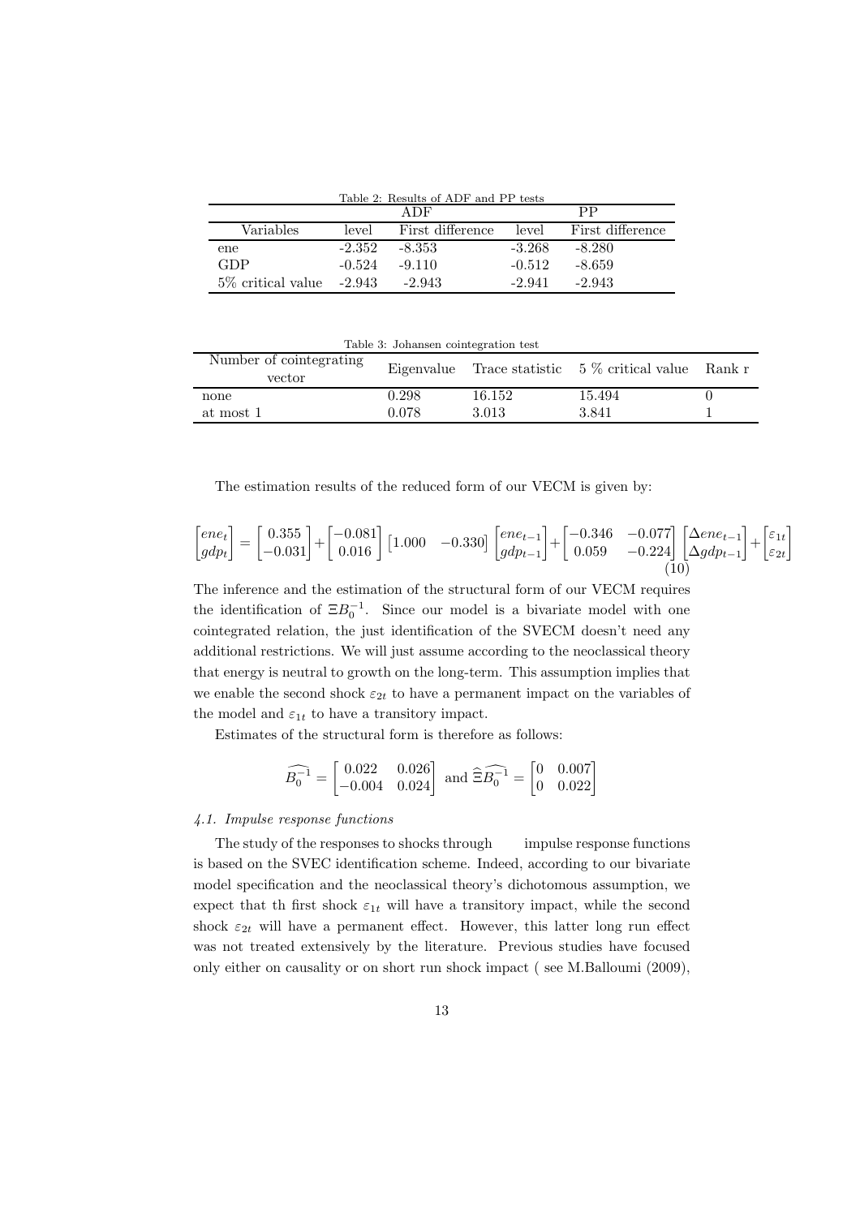Table 2: Results of ADF and PP tests

| | ADF | | PP | |
|---|---|---|---|---|
| Variables | level | First difference | level | First difference |
| ene | -2.352 | -8.353 | -3.268 | -8.280 |
| GDP | -0.524 | -9.110 | -0.512 | -8.659 |
| 5% critical value | -2.943 | -2.943 | -2.941 | -2.943 |

Table 3: Johansen cointegration test

| Number of cointegrating vector | Eigenvalue | Trace statistic | 5 % critical value | Rank r |
|---|---|---|---|---|
| none | 0.298 | 16.152 | 15.494 | 0 |
| at most 1 | 0.078 | 3.013 | 3.841 | 1 |

The estimation results of the reduced form of our VECM is given by:

$$\begin{bmatrix} ene_t \\ gdp_t \end{bmatrix} = \begin{bmatrix} 0.355 \\ -0.031 \end{bmatrix} + \begin{bmatrix} -0.081 \\ 0.016 \end{bmatrix} \begin{bmatrix} 1.000 & -0.330 \end{bmatrix} \begin{bmatrix} ene_{t-1} \\ gdp_{t-1} \end{bmatrix} + \begin{bmatrix} -0.346 & -0.077 \\ 0.059 & -0.224 \end{bmatrix} \begin{bmatrix} \Delta ene_{t-1} \\ \Delta gdp_{t-1} \end{bmatrix} + \begin{bmatrix} \varepsilon_{1t} \\ \varepsilon_{2t} \end{bmatrix} \quad (10)$$

The inference and the estimation of the structural form of our VECM requires the identification of $\Xi B_0^{-1}$. Since our model is a bivariate model with one cointegrated relation, the just identification of the SVECM doesn't need any additional restrictions. We will just assume according to the neoclassical theory that energy is neutral to growth on the long-term. This assumption implies that we enable the second shock $\varepsilon_{2t}$ to have a permanent impact on the variables of the model and $\varepsilon_{1t}$ to have a transitory impact.

Estimates of the structural form is therefore as follows:

$$\widehat{B_0^{-1}} = \begin{bmatrix} 0.022 & 0.026 \\ -0.004 & 0.024 \end{bmatrix} \text{ and } \widehat{\Xi}\widehat{B_0^{-1}} = \begin{bmatrix} 0 & 0.007 \\ 0 & 0.022 \end{bmatrix}$$

### *4.1. Impulse response functions*

The study of the responses to shocks through impulse response functions is based on the SVEC identification scheme. Indeed, according to our bivariate model specification and the neoclassical theory's dichotomous assumption, we expect that th first shock $\varepsilon_{1t}$ will have a transitory impact, while the second shock $\varepsilon_{2t}$ will have a permanent effect. However, this latter long run effect was not treated extensively by the literature. Previous studies have focused only either on causality or on short run shock impact ( see M.Balloumi (2009),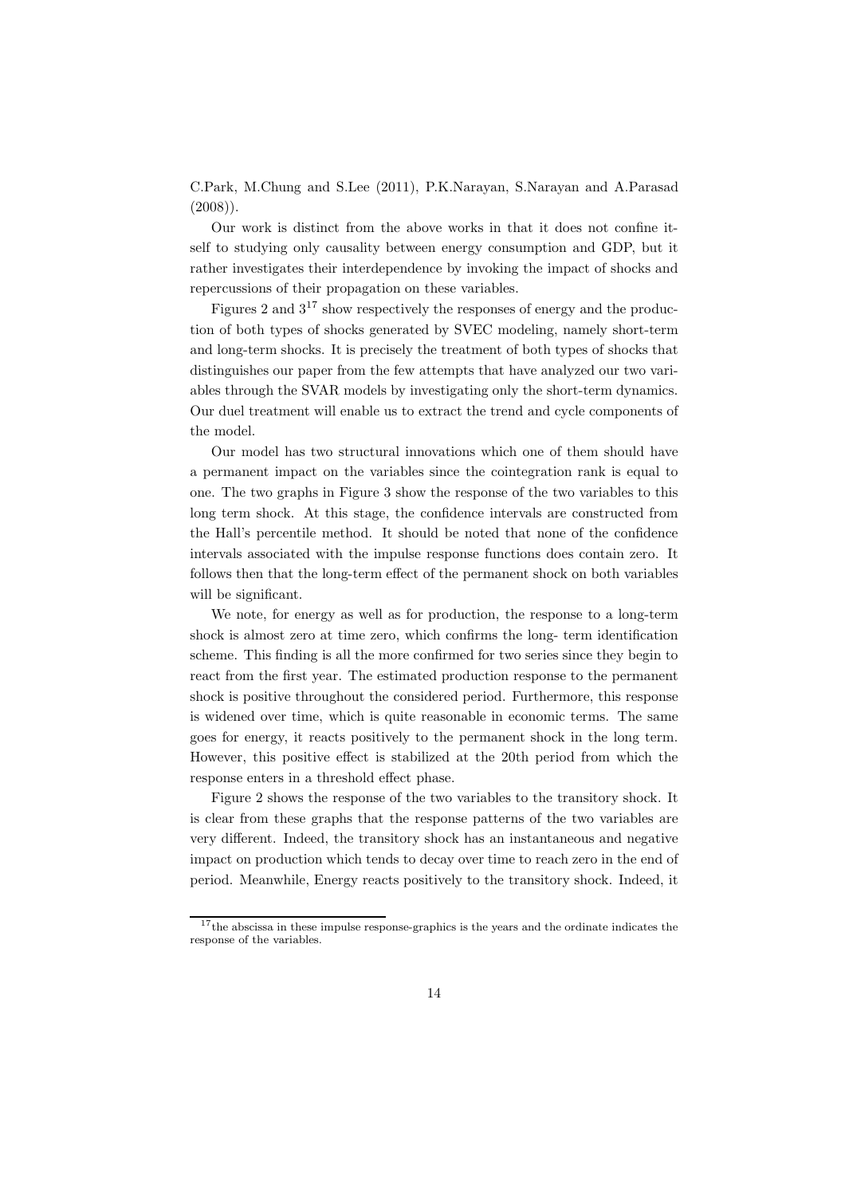C.Park, M.Chung and S.Lee (2011), P.K.Narayan, S.Narayan and A.Parasad (2008)).

Our work is distinct from the above works in that it does not confine itself to studying only causality between energy consumption and GDP, but it rather investigates their interdependence by invoking the impact of shocks and repercussions of their propagation on these variables.

Figures 2 and 3[17] show respectively the responses of energy and the production of both types of shocks generated by SVEC modeling, namely short-term and long-term shocks. It is precisely the treatment of both types of shocks that distinguishes our paper from the few attempts that have analyzed our two variables through the SVAR models by investigating only the short-term dynamics. Our duel treatment will enable us to extract the trend and cycle components of the model.

Our model has two structural innovations which one of them should have a permanent impact on the variables since the cointegration rank is equal to one. The two graphs in Figure 3 show the response of the two variables to this long term shock. At this stage, the confidence intervals are constructed from the Hall's percentile method. It should be noted that none of the confidence intervals associated with the impulse response functions does contain zero. It follows then that the long-term effect of the permanent shock on both variables will be significant.

We note, for energy as well as for production, the response to a long-term shock is almost zero at time zero, which confirms the long- term identification scheme. This finding is all the more confirmed for two series since they begin to react from the first year. The estimated production response to the permanent shock is positive throughout the considered period. Furthermore, this response is widened over time, which is quite reasonable in economic terms. The same goes for energy, it reacts positively to the permanent shock in the long term. However, this positive effect is stabilized at the 20th period from which the response enters in a threshold effect phase.

Figure 2 shows the response of the two variables to the transitory shock. It is clear from these graphs that the response patterns of the two variables are very different. Indeed, the transitory shock has an instantaneous and negative impact on production which tends to decay over time to reach zero in the end of period. Meanwhile, Energy reacts positively to the transitory shock. Indeed, it

[17] the abscissa in these impulse response-graphics is the years and the ordinate indicates the response of the variables.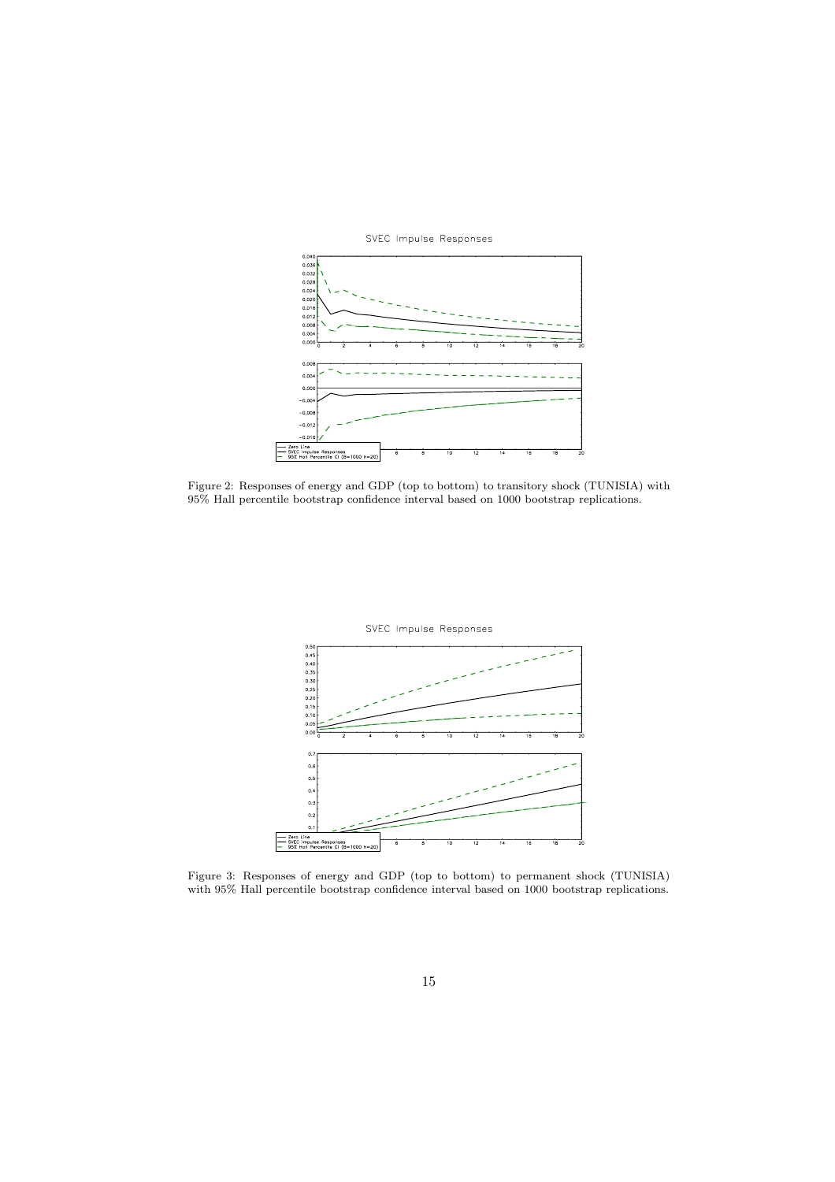Figure 2: Responses of energy and GDP (top to bottom) to transitory shock (TUNISIA) with 95% Hall percentile bootstrap confidence interval based on 1000 bootstrap replications.

Figure 3: Responses of energy and GDP (top to bottom) to permanent shock (TUNISIA) with 95% Hall percentile bootstrap confidence interval based on 1000 bootstrap replications.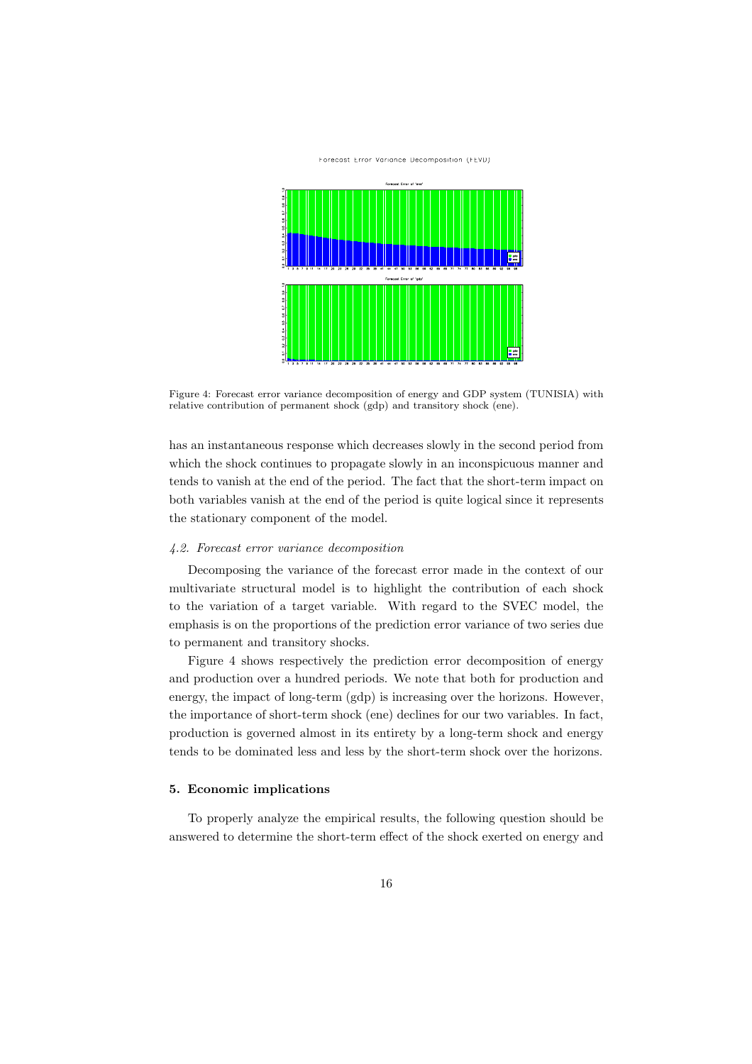Figure 4: Forecast error variance decomposition of energy and GDP system (TUNISIA) with relative contribution of permanent shock (gdp) and transitory shock (ene).

has an instantaneous response which decreases slowly in the second period from which the shock continues to propagate slowly in an inconspicuous manner and tends to vanish at the end of the period. The fact that the short-term impact on both variables vanish at the end of the period is quite logical since it represents the stationary component of the model.

### *4.2. Forecast error variance decomposition*

Decomposing the variance of the forecast error made in the context of our multivariate structural model is to highlight the contribution of each shock to the variation of a target variable. With regard to the SVEC model, the emphasis is on the proportions of the prediction error variance of two series due to permanent and transitory shocks.

Figure 4 shows respectively the prediction error decomposition of energy and production over a hundred periods. We note that both for production and energy, the impact of long-term (gdp) is increasing over the horizons. However, the importance of short-term shock (ene) declines for our two variables. In fact, production is governed almost in its entirety by a long-term shock and energy tends to be dominated less and less by the short-term shock over the horizons.

## 5. Economic implications

To properly analyze the empirical results, the following question should be answered to determine the short-term effect of the shock exerted on energy and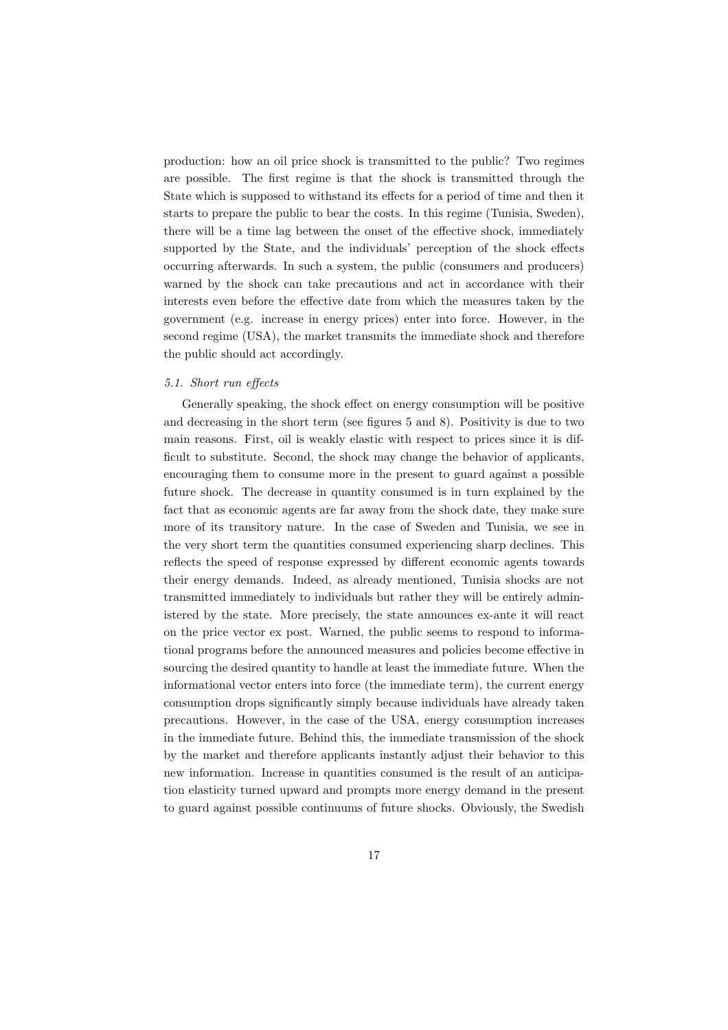production: how an oil price shock is transmitted to the public? Two regimes are possible. The first regime is that the shock is transmitted through the State which is supposed to withstand its effects for a period of time and then it starts to prepare the public to bear the costs. In this regime (Tunisia, Sweden), there will be a time lag between the onset of the effective shock, immediately supported by the State, and the individuals' perception of the shock effects occurring afterwards. In such a system, the public (consumers and producers) warned by the shock can take precautions and act in accordance with their interests even before the effective date from which the measures taken by the government (e.g. increase in energy prices) enter into force. However, in the second regime (USA), the market transmits the immediate shock and therefore the public should act accordingly.

### *5.1. Short run effects*

Generally speaking, the shock effect on energy consumption will be positive and decreasing in the short term (see figures 5 and 8). Positivity is due to two main reasons. First, oil is weakly elastic with respect to prices since it is difficult to substitute. Second, the shock may change the behavior of applicants, encouraging them to consume more in the present to guard against a possible future shock. The decrease in quantity consumed is in turn explained by the fact that as economic agents are far away from the shock date, they make sure more of its transitory nature. In the case of Sweden and Tunisia, we see in the very short term the quantities consumed experiencing sharp declines. This reflects the speed of response expressed by different economic agents towards their energy demands. Indeed, as already mentioned, Tunisia shocks are not transmitted immediately to individuals but rather they will be entirely administered by the state. More precisely, the state announces ex-ante it will react on the price vector ex post. Warned, the public seems to respond to informational programs before the announced measures and policies become effective in sourcing the desired quantity to handle at least the immediate future. When the informational vector enters into force (the immediate term), the current energy consumption drops significantly simply because individuals have already taken precautions. However, in the case of the USA, energy consumption increases in the immediate future. Behind this, the immediate transmission of the shock by the market and therefore applicants instantly adjust their behavior to this new information. Increase in quantities consumed is the result of an anticipation elasticity turned upward and prompts more energy demand in the present to guard against possible continuums of future shocks. Obviously, the Swedish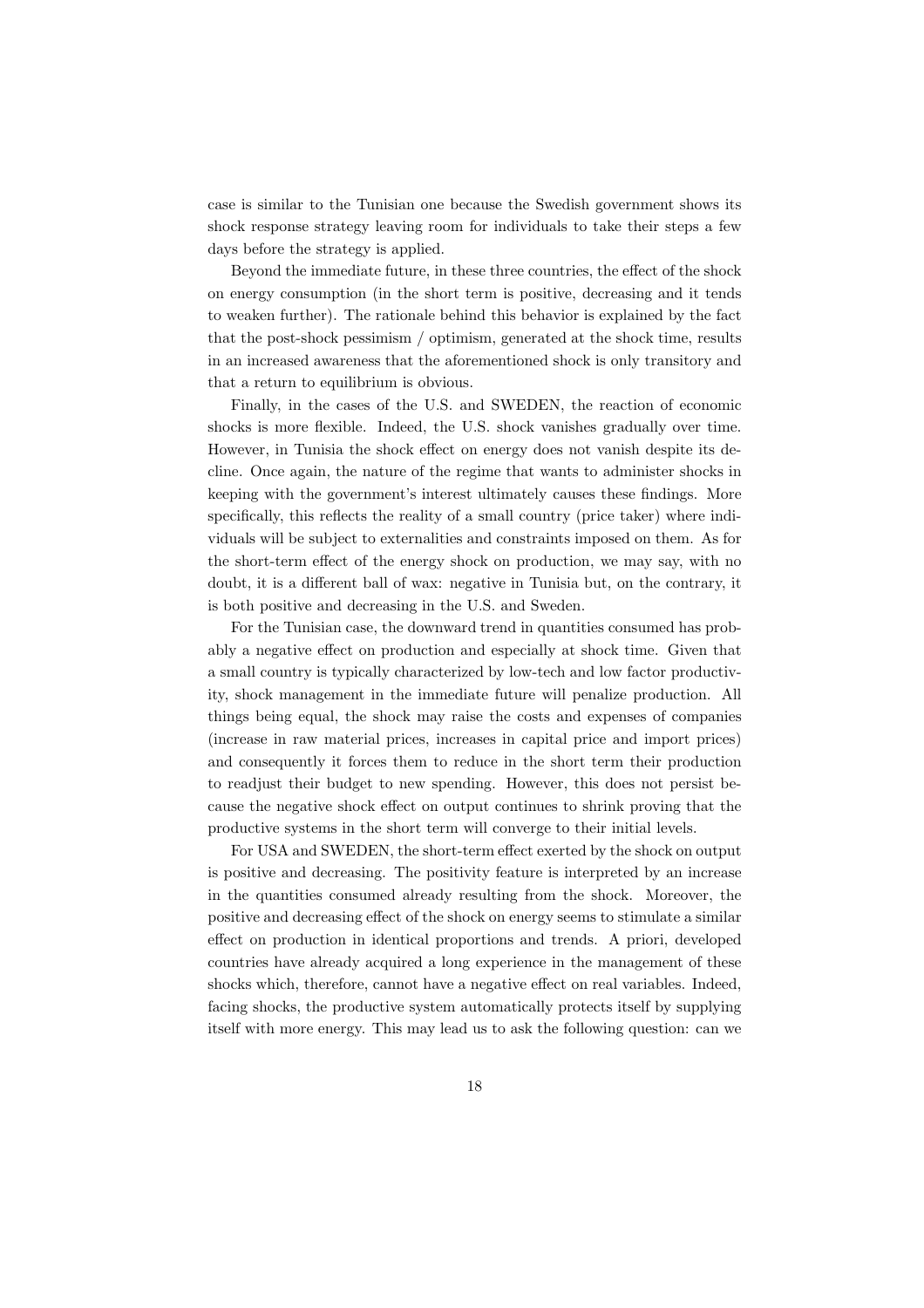case is similar to the Tunisian one because the Swedish government shows its shock response strategy leaving room for individuals to take their steps a few days before the strategy is applied.

Beyond the immediate future, in these three countries, the effect of the shock on energy consumption (in the short term is positive, decreasing and it tends to weaken further). The rationale behind this behavior is explained by the fact that the post-shock pessimism / optimism, generated at the shock time, results in an increased awareness that the aforementioned shock is only transitory and that a return to equilibrium is obvious.

Finally, in the cases of the U.S. and SWEDEN, the reaction of economic shocks is more flexible. Indeed, the U.S. shock vanishes gradually over time. However, in Tunisia the shock effect on energy does not vanish despite its decline. Once again, the nature of the regime that wants to administer shocks in keeping with the government's interest ultimately causes these findings. More specifically, this reflects the reality of a small country (price taker) where individuals will be subject to externalities and constraints imposed on them. As for the short-term effect of the energy shock on production, we may say, with no doubt, it is a different ball of wax: negative in Tunisia but, on the contrary, it is both positive and decreasing in the U.S. and Sweden.

For the Tunisian case, the downward trend in quantities consumed has probably a negative effect on production and especially at shock time. Given that a small country is typically characterized by low-tech and low factor productivity, shock management in the immediate future will penalize production. All things being equal, the shock may raise the costs and expenses of companies (increase in raw material prices, increases in capital price and import prices) and consequently it forces them to reduce in the short term their production to readjust their budget to new spending. However, this does not persist because the negative shock effect on output continues to shrink proving that the productive systems in the short term will converge to their initial levels.

For USA and SWEDEN, the short-term effect exerted by the shock on output is positive and decreasing. The positivity feature is interpreted by an increase in the quantities consumed already resulting from the shock. Moreover, the positive and decreasing effect of the shock on energy seems to stimulate a similar effect on production in identical proportions and trends. A priori, developed countries have already acquired a long experience in the management of these shocks which, therefore, cannot have a negative effect on real variables. Indeed, facing shocks, the productive system automatically protects itself by supplying itself with more energy. This may lead us to ask the following question: can we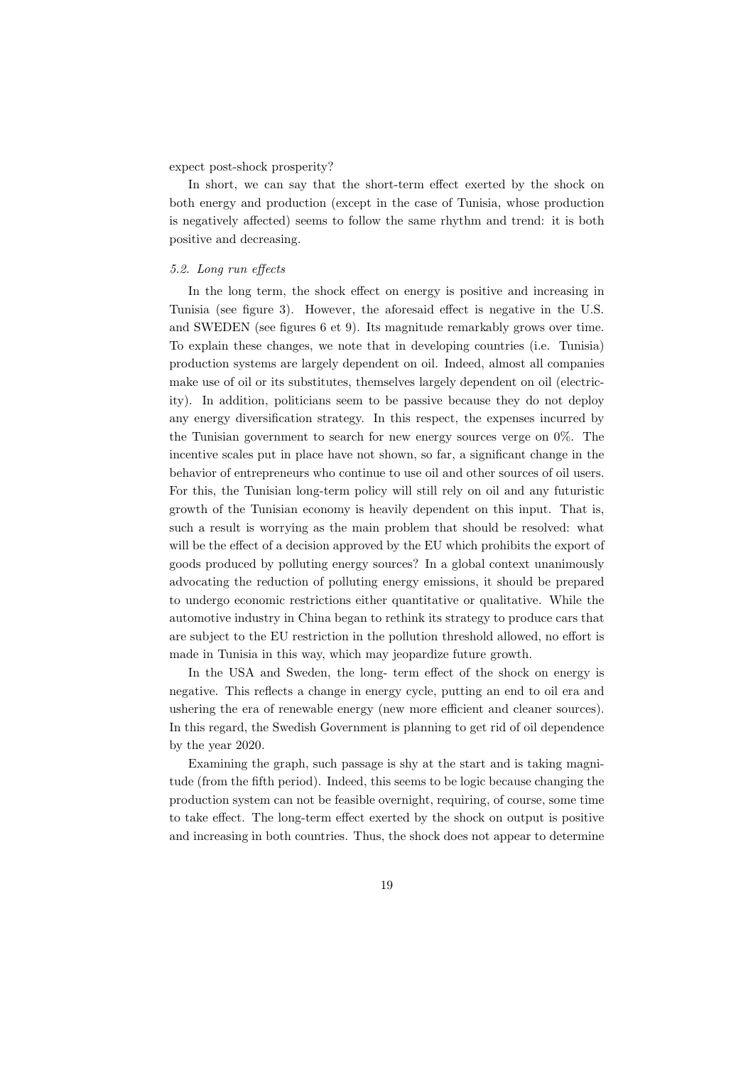expect post-shock prosperity?

In short, we can say that the short-term effect exerted by the shock on both energy and production (except in the case of Tunisia, whose production is negatively affected) seems to follow the same rhythm and trend: it is both positive and decreasing.

### *5.2. Long run effects*

In the long term, the shock effect on energy is positive and increasing in Tunisia (see figure 3). However, the aforesaid effect is negative in the U.S. and SWEDEN (see figures 6 et 9). Its magnitude remarkably grows over time. To explain these changes, we note that in developing countries (i.e. Tunisia) production systems are largely dependent on oil. Indeed, almost all companies make use of oil or its substitutes, themselves largely dependent on oil (electricity). In addition, politicians seem to be passive because they do not deploy any energy diversification strategy. In this respect, the expenses incurred by the Tunisian government to search for new energy sources verge on 0%. The incentive scales put in place have not shown, so far, a significant change in the behavior of entrepreneurs who continue to use oil and other sources of oil users. For this, the Tunisian long-term policy will still rely on oil and any futuristic growth of the Tunisian economy is heavily dependent on this input. That is, such a result is worrying as the main problem that should be resolved: what will be the effect of a decision approved by the EU which prohibits the export of goods produced by polluting energy sources? In a global context unanimously advocating the reduction of polluting energy emissions, it should be prepared to undergo economic restrictions either quantitative or qualitative. While the automotive industry in China began to rethink its strategy to produce cars that are subject to the EU restriction in the pollution threshold allowed, no effort is made in Tunisia in this way, which may jeopardize future growth.

In the USA and Sweden, the long- term effect of the shock on energy is negative. This reflects a change in energy cycle, putting an end to oil era and ushering the era of renewable energy (new more efficient and cleaner sources). In this regard, the Swedish Government is planning to get rid of oil dependence by the year 2020.

Examining the graph, such passage is shy at the start and is taking magnitude (from the fifth period). Indeed, this seems to be logic because changing the production system can not be feasible overnight, requiring, of course, some time to take effect. The long-term effect exerted by the shock on output is positive and increasing in both countries. Thus, the shock does not appear to determine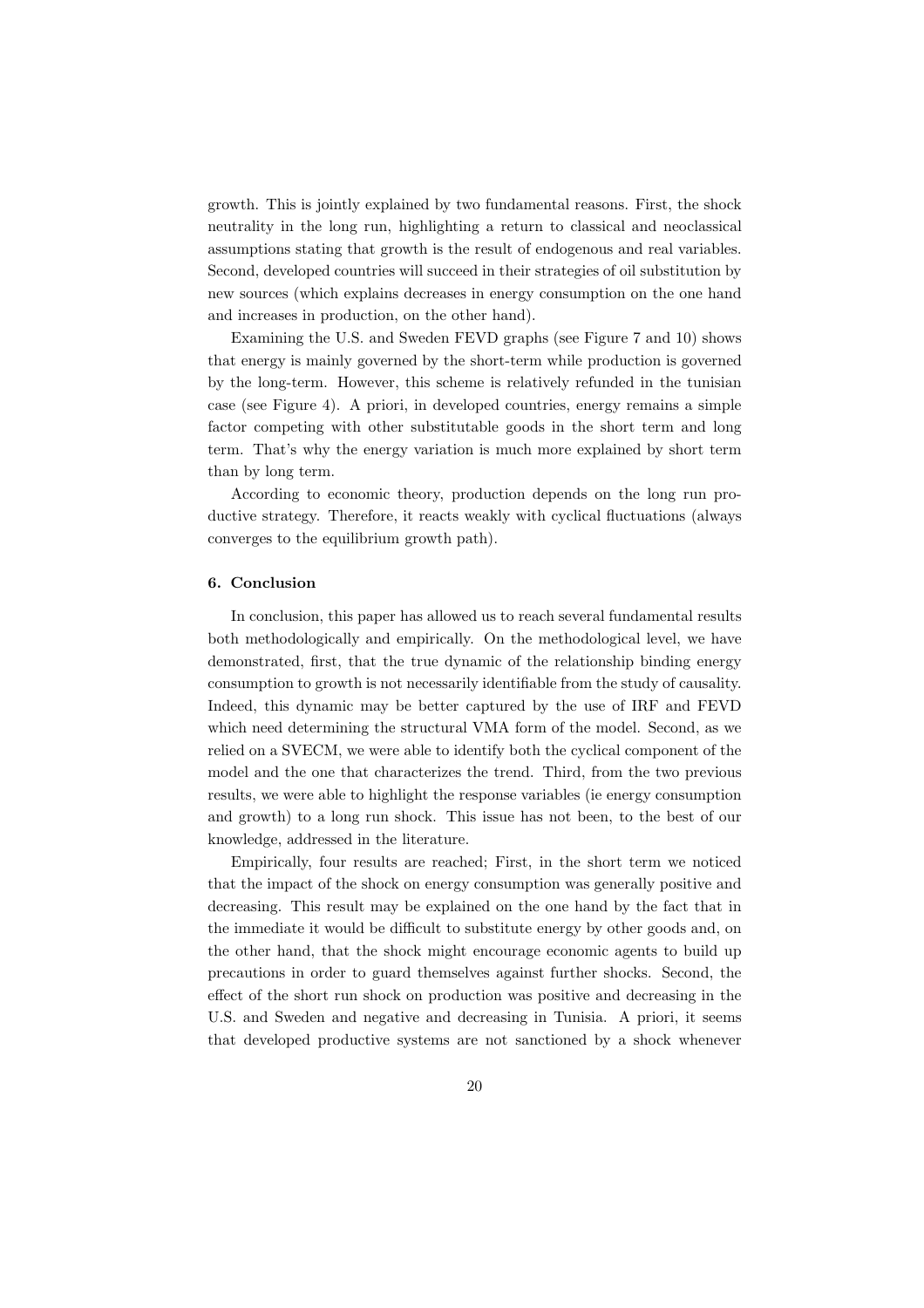growth. This is jointly explained by two fundamental reasons. First, the shock neutrality in the long run, highlighting a return to classical and neoclassical assumptions stating that growth is the result of endogenous and real variables. Second, developed countries will succeed in their strategies of oil substitution by new sources (which explains decreases in energy consumption on the one hand and increases in production, on the other hand).

Examining the U.S. and Sweden FEVD graphs (see Figure 7 and 10) shows that energy is mainly governed by the short-term while production is governed by the long-term. However, this scheme is relatively refunded in the tunisian case (see Figure 4). A priori, in developed countries, energy remains a simple factor competing with other substitutable goods in the short term and long term. That's why the energy variation is much more explained by short term than by long term.

According to economic theory, production depends on the long run productive strategy. Therefore, it reacts weakly with cyclical fluctuations (always converges to the equilibrium growth path).

### 6. Conclusion

In conclusion, this paper has allowed us to reach several fundamental results both methodologically and empirically. On the methodological level, we have demonstrated, first, that the true dynamic of the relationship binding energy consumption to growth is not necessarily identifiable from the study of causality. Indeed, this dynamic may be better captured by the use of IRF and FEVD which need determining the structural VMA form of the model. Second, as we relied on a SVECM, we were able to identify both the cyclical component of the model and the one that characterizes the trend. Third, from the two previous results, we were able to highlight the response variables (ie energy consumption and growth) to a long run shock. This issue has not been, to the best of our knowledge, addressed in the literature.

Empirically, four results are reached; First, in the short term we noticed that the impact of the shock on energy consumption was generally positive and decreasing. This result may be explained on the one hand by the fact that in the immediate it would be difficult to substitute energy by other goods and, on the other hand, that the shock might encourage economic agents to build up precautions in order to guard themselves against further shocks. Second, the effect of the short run shock on production was positive and decreasing in the U.S. and Sweden and negative and decreasing in Tunisia. A priori, it seems that developed productive systems are not sanctioned by a shock whenever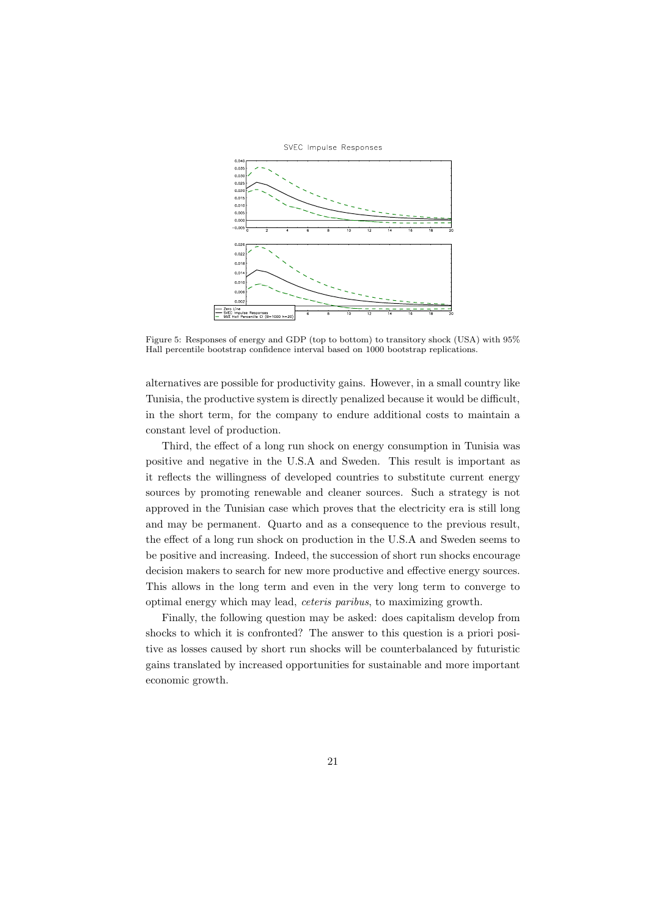Figure 5: Responses of energy and GDP (top to bottom) to transitory shock (USA) with 95% Hall percentile bootstrap confidence interval based on 1000 bootstrap replications.

alternatives are possible for productivity gains. However, in a small country like Tunisia, the productive system is directly penalized because it would be difficult, in the short term, for the company to endure additional costs to maintain a constant level of production.

Third, the effect of a long run shock on energy consumption in Tunisia was positive and negative in the U.S.A and Sweden. This result is important as it reflects the willingness of developed countries to substitute current energy sources by promoting renewable and cleaner sources. Such a strategy is not approved in the Tunisian case which proves that the electricity era is still long and may be permanent. Quarto and as a consequence to the previous result, the effect of a long run shock on production in the U.S.A and Sweden seems to be positive and increasing. Indeed, the succession of short run shocks encourage decision makers to search for new more productive and effective energy sources. This allows in the long term and even in the very long term to converge to optimal energy which may lead, *ceteris paribus*, to maximizing growth.

Finally, the following question may be asked: does capitalism develop from shocks to which it is confronted? The answer to this question is a priori positive as losses caused by short run shocks will be counterbalanced by futuristic gains translated by increased opportunities for sustainable and more important economic growth.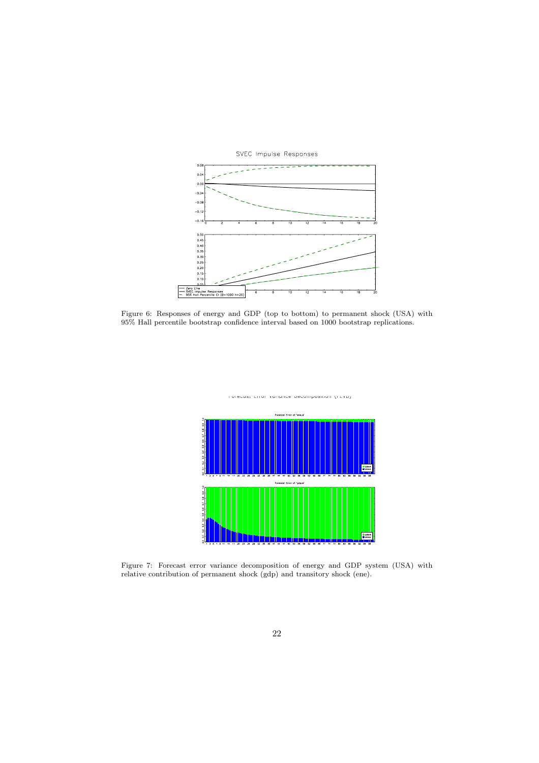Figure 6: Responses of energy and GDP (top to bottom) to permanent shock (USA) with 95% Hall percentile bootstrap confidence interval based on 1000 bootstrap replications.

Figure 7: Forecast error variance decomposition of energy and GDP system (USA) with relative contribution of permanent shock (gdp) and transitory shock (ene).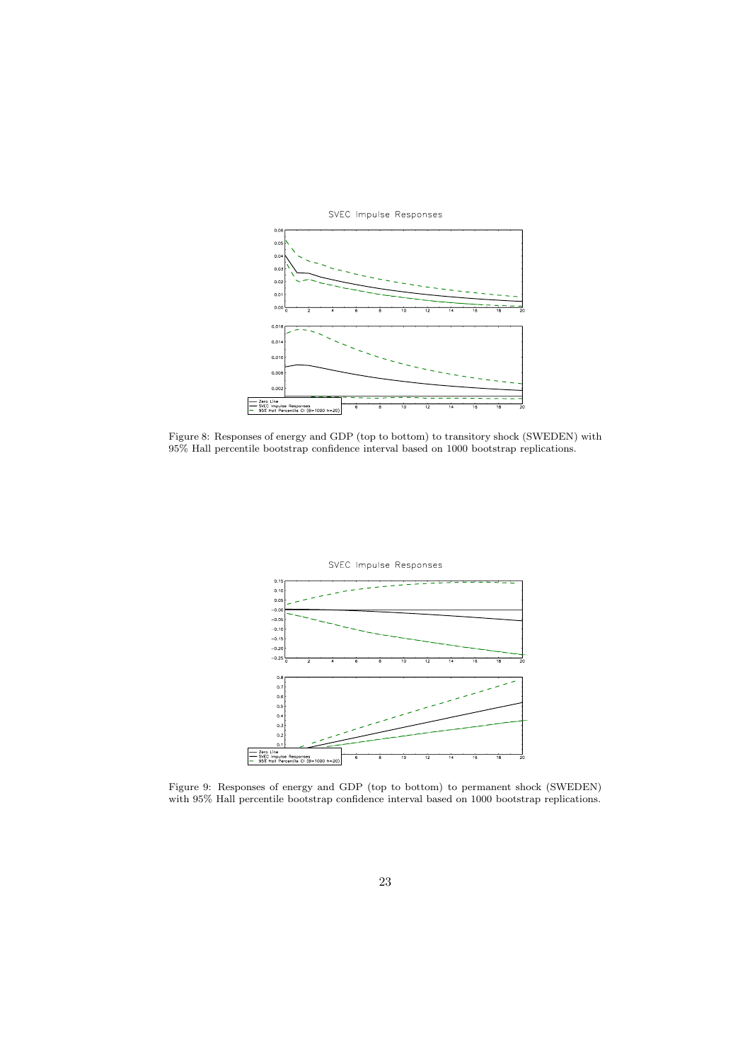Figure 8: Responses of energy and GDP (top to bottom) to transitory shock (SWEDEN) with 95% Hall percentile bootstrap confidence interval based on 1000 bootstrap replications.

Figure 9: Responses of energy and GDP (top to bottom) to permanent shock (SWEDEN) with 95% Hall percentile bootstrap confidence interval based on 1000 bootstrap replications.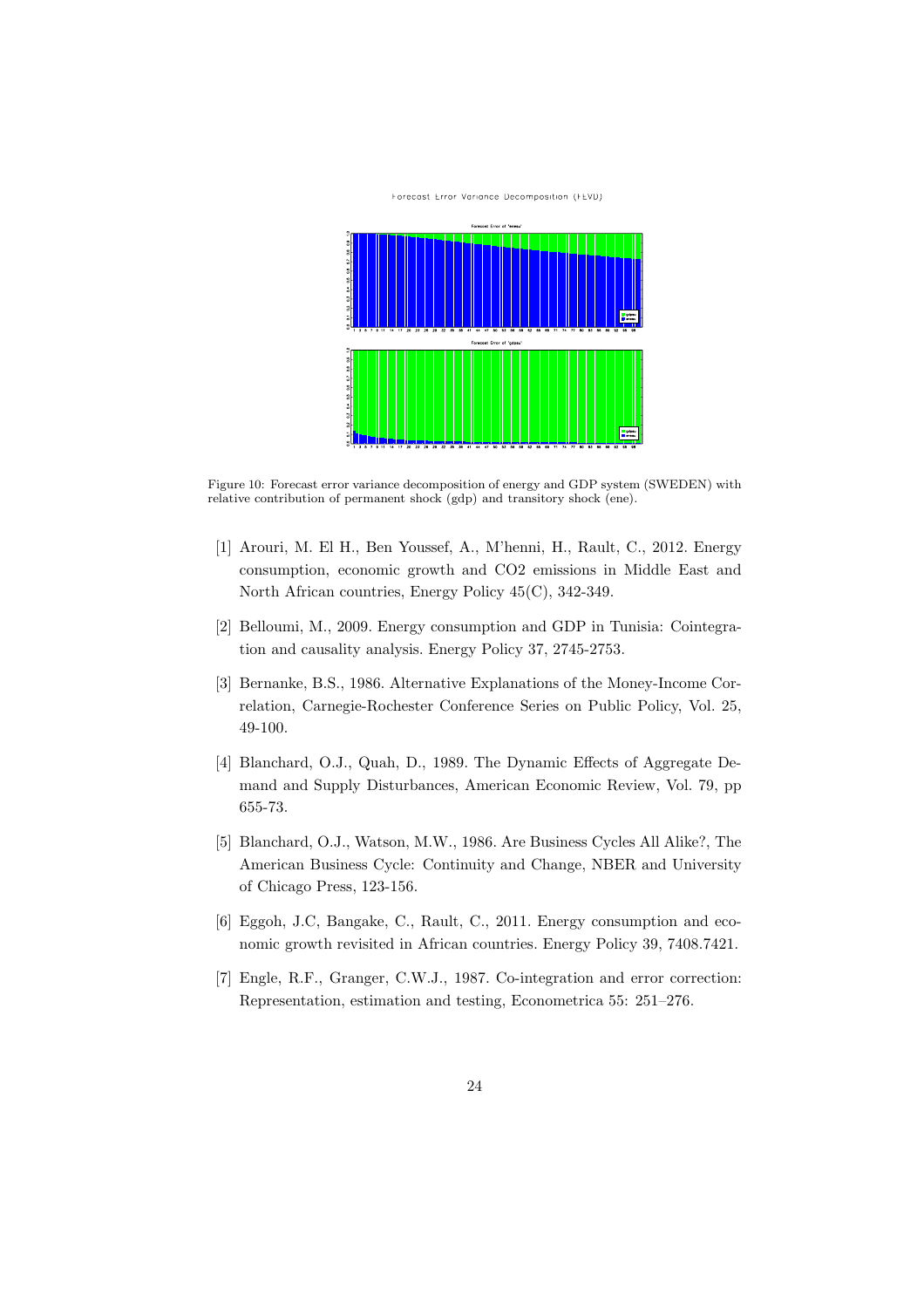Figure 10: Forecast error variance decomposition of energy and GDP system (SWEDEN) with relative contribution of permanent shock (gdp) and transitory shock (ene).

[1] Arouri, M. El H., Ben Youssef, A., M'henni, H., Rault, C., 2012. Energy consumption, economic growth and CO2 emissions in Middle East and North African countries, Energy Policy 45(C), 342-349.

[2] Belloumi, M., 2009. Energy consumption and GDP in Tunisia: Cointegration and causality analysis. Energy Policy 37, 2745-2753.

[3] Bernanke, B.S., 1986. Alternative Explanations of the Money-Income Correlation, Carnegie-Rochester Conference Series on Public Policy, Vol. 25, 49-100.

[4] Blanchard, O.J., Quah, D., 1989. The Dynamic Effects of Aggregate Demand and Supply Disturbances, American Economic Review, Vol. 79, pp 655-73.

[5] Blanchard, O.J., Watson, M.W., 1986. Are Business Cycles All Alike?, The American Business Cycle: Continuity and Change, NBER and University of Chicago Press, 123-156.

[6] Eggoh, J.C, Bangake, C., Rault, C., 2011. Energy consumption and economic growth revisited in African countries. Energy Policy 39, 7408.7421.

[7] Engle, R.F., Granger, C.W.J., 1987. Co-integration and error correction: Representation, estimation and testing, Econometrica 55: 251–276.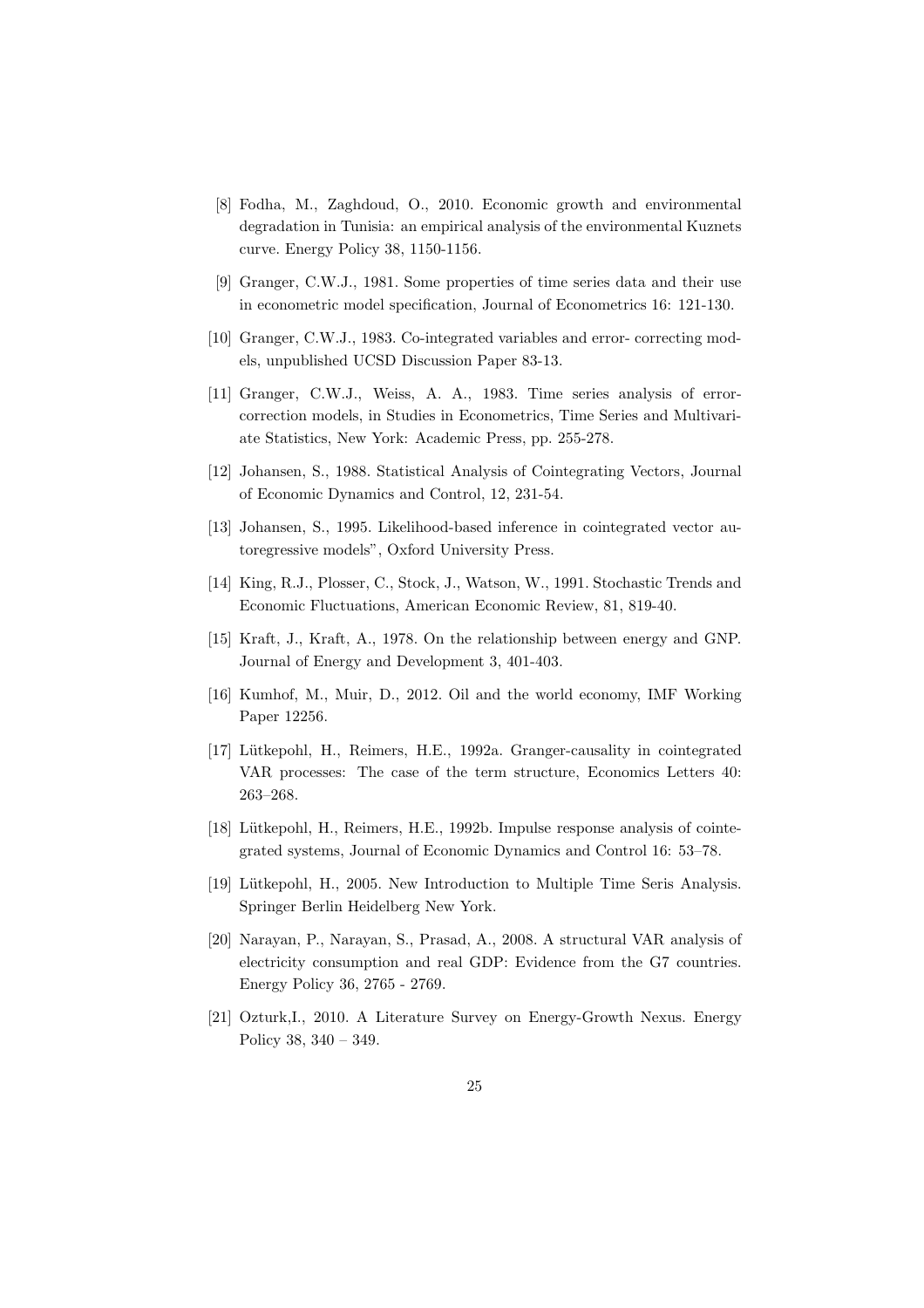[8] Fodha, M., Zaghdoud, O., 2010. Economic growth and environmental degradation in Tunisia: an empirical analysis of the environmental Kuznets curve. Energy Policy 38, 1150-1156.

[9] Granger, C.W.J., 1981. Some properties of time series data and their use in econometric model specification, Journal of Econometrics 16: 121-130.

[10] Granger, C.W.J., 1983. Co-integrated variables and error- correcting models, unpublished UCSD Discussion Paper 83-13.

[11] Granger, C.W.J., Weiss, A. A., 1983. Time series analysis of error-correction models, in Studies in Econometrics, Time Series and Multivariate Statistics, New York: Academic Press, pp. 255-278.

[12] Johansen, S., 1988. Statistical Analysis of Cointegrating Vectors, Journal of Economic Dynamics and Control, 12, 231-54.

[13] Johansen, S., 1995. Likelihood-based inference in cointegrated vector autoregressive models", Oxford University Press.

[14] King, R.J., Plosser, C., Stock, J., Watson, W., 1991. Stochastic Trends and Economic Fluctuations, American Economic Review, 81, 819-40.

[15] Kraft, J., Kraft, A., 1978. On the relationship between energy and GNP. Journal of Energy and Development 3, 401-403.

[16] Kumhof, M., Muir, D., 2012. Oil and the world economy, IMF Working Paper 12256.

[17] Lütkepohl, H., Reimers, H.E., 1992a. Granger-causality in cointegrated VAR processes: The case of the term structure, Economics Letters 40: 263–268.

[18] Lütkepohl, H., Reimers, H.E., 1992b. Impulse response analysis of cointegrated systems, Journal of Economic Dynamics and Control 16: 53–78.

[19] Lütkepohl, H., 2005. New Introduction to Multiple Time Seris Analysis. Springer Berlin Heidelberg New York.

[20] Narayan, P., Narayan, S., Prasad, A., 2008. A structural VAR analysis of electricity consumption and real GDP: Evidence from the G7 countries. Energy Policy 36, 2765 - 2769.

[21] Ozturk,I., 2010. A Literature Survey on Energy-Growth Nexus. Energy Policy 38, 340 – 349.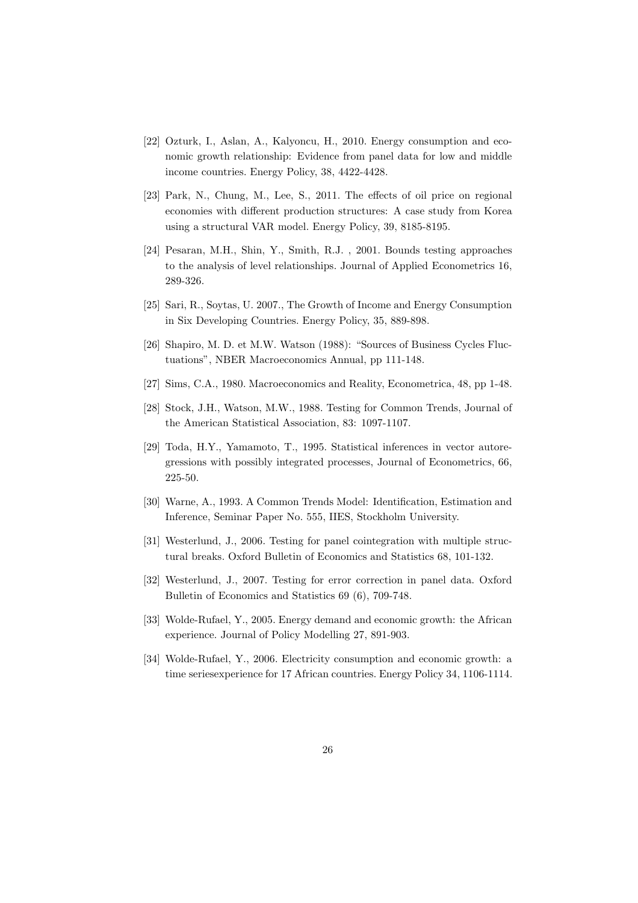[22] Ozturk, I., Aslan, A., Kalyoncu, H., 2010. Energy consumption and economic growth relationship: Evidence from panel data for low and middle income countries. Energy Policy, 38, 4422-4428.

[23] Park, N., Chung, M., Lee, S., 2011. The effects of oil price on regional economies with different production structures: A case study from Korea using a structural VAR model. Energy Policy, 39, 8185-8195.

[24] Pesaran, M.H., Shin, Y., Smith, R.J. , 2001. Bounds testing approaches to the analysis of level relationships. Journal of Applied Econometrics 16, 289-326.

[25] Sari, R., Soytas, U. 2007., The Growth of Income and Energy Consumption in Six Developing Countries. Energy Policy, 35, 889-898.

[26] Shapiro, M. D. et M.W. Watson (1988): "Sources of Business Cycles Fluctuations", NBER Macroeconomics Annual, pp 111-148.

[27] Sims, C.A., 1980. Macroeconomics and Reality, Econometrica, 48, pp 1-48.

[28] Stock, J.H., Watson, M.W., 1988. Testing for Common Trends, Journal of the American Statistical Association, 83: 1097-1107.

[29] Toda, H.Y., Yamamoto, T., 1995. Statistical inferences in vector autoregressions with possibly integrated processes, Journal of Econometrics, 66, 225-50.

[30] Warne, A., 1993. A Common Trends Model: Identification, Estimation and Inference, Seminar Paper No. 555, IIES, Stockholm University.

[31] Westerlund, J., 2006. Testing for panel cointegration with multiple structural breaks. Oxford Bulletin of Economics and Statistics 68, 101-132.

[32] Westerlund, J., 2007. Testing for error correction in panel data. Oxford Bulletin of Economics and Statistics 69 (6), 709-748.

[33] Wolde-Rufael, Y., 2005. Energy demand and economic growth: the African experience. Journal of Policy Modelling 27, 891-903.

[34] Wolde-Rufael, Y., 2006. Electricity consumption and economic growth: a time seriesexperience for 17 African countries. Energy Policy 34, 1106-1114.